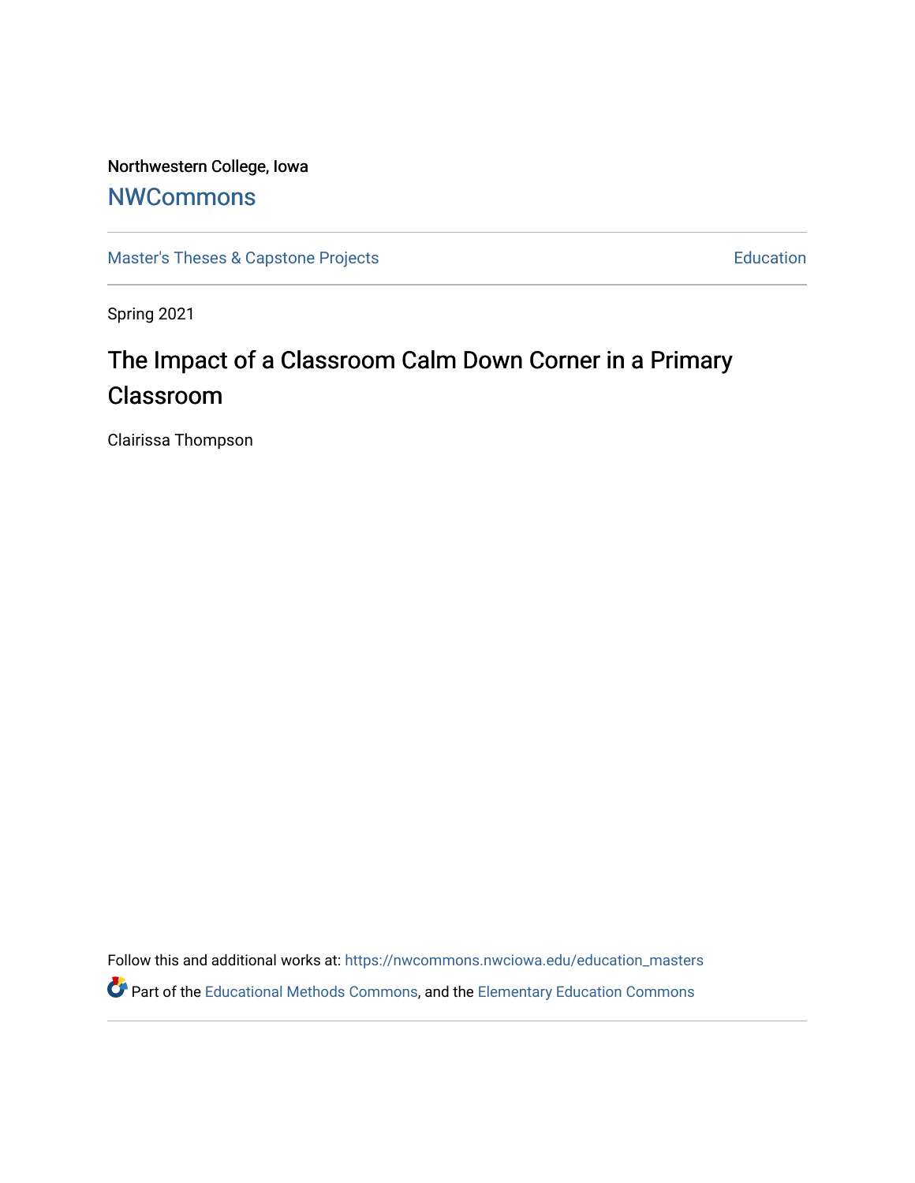Northwestern College, Iowa

## NWCommons

Master's Theses & Capstone Projects | Education

Spring 2021

# The Impact of a Classroom Calm Down Corner in a Primary Classroom

Clairissa Thompson

Follow this and additional works at: https://nwcommons.nwciowa.edu/education_masters

Part of the Educational Methods Commons, and the Elementary Education Commons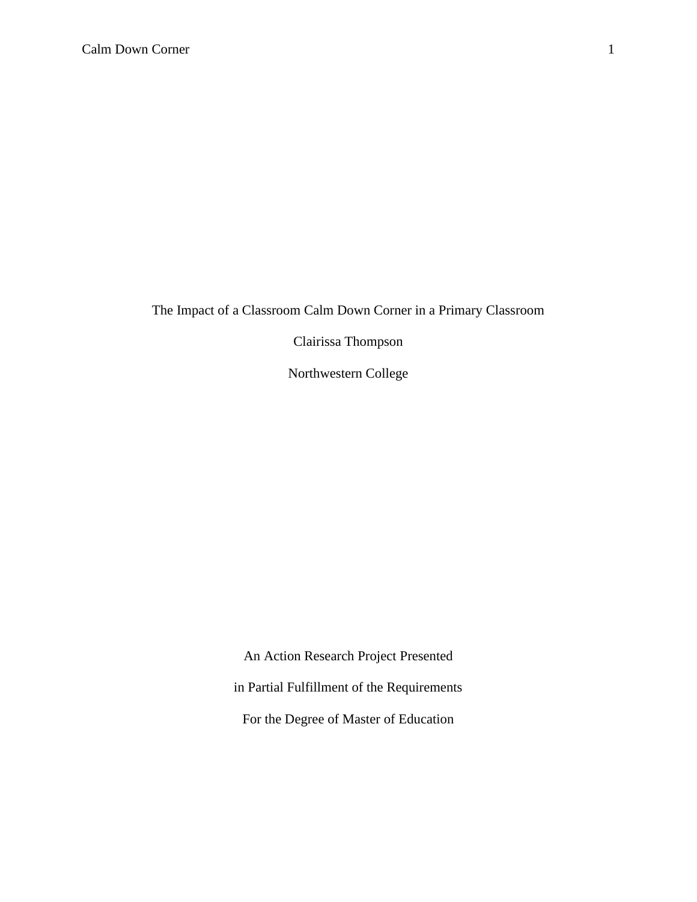The Impact of a Classroom Calm Down Corner in a Primary Classroom

Clairissa Thompson

Northwestern College

An Action Research Project Presented

in Partial Fulfillment of the Requirements

For the Degree of Master of Education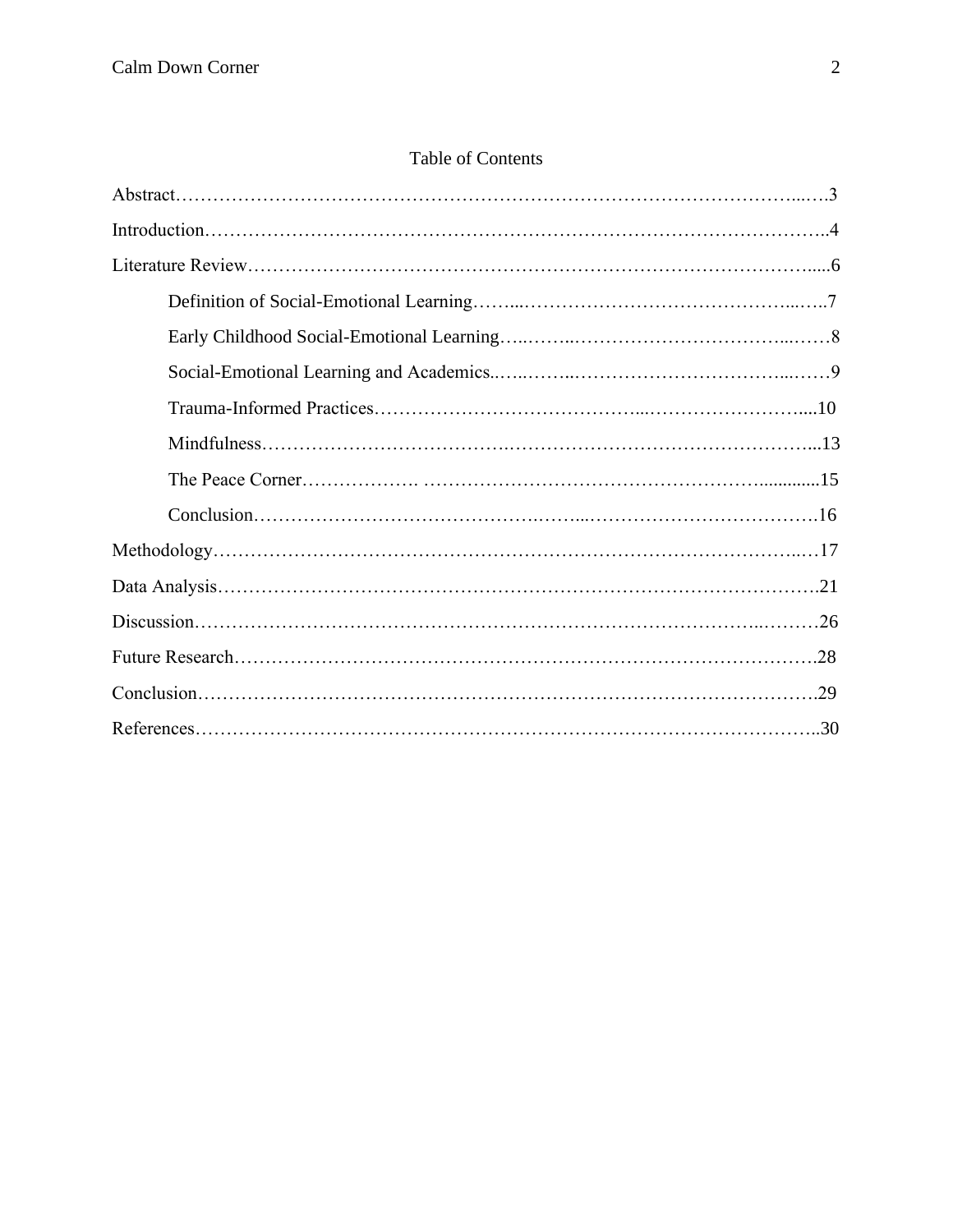# Table of Contents

Abstract……………………………………………………………………………………...….3

Introduction………………………………………………………………………………………..4

Literature Review………………………………………………………………………………....6

- Definition of Social-Emotional Learning……..………………………………………...…..7
- Early Childhood Social-Emotional Learning…..……..………………………………...……8
- Social-Emotional Learning and Academics..…..……..………………………………...……9
- Trauma-Informed Practices……………………………………...……………………….....10
- Mindfulness……………………………….……………………………………………...13
- The Peace Corner………………. …………………………………………….............15
- Conclusion…………………………………….……...……………………………….16

Methodology……………………………………………………………………………..…17

Data Analysis…………………………………………………………………………………….21

Discussion…………………………………………………………………………..………26

Future Research………………………………………………………………………………….28

Conclusion……………………………………………………………………………………….29

References………………………………………………………………………………………..30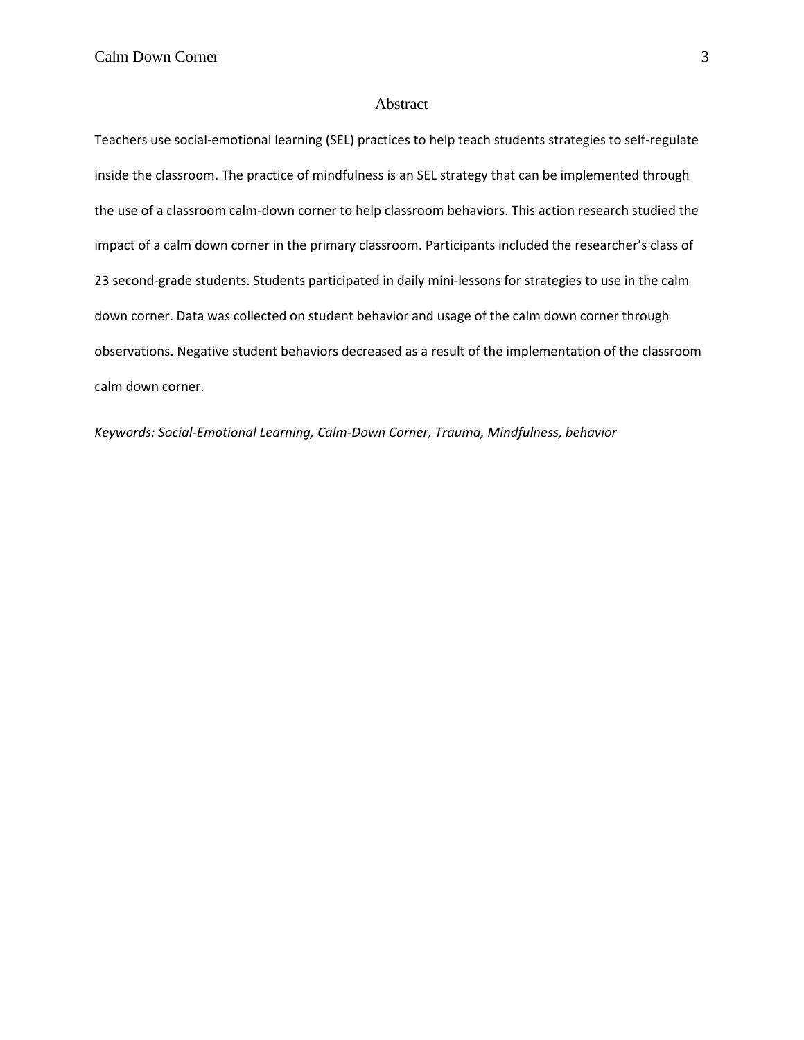# Abstract

Teachers use social-emotional learning (SEL) practices to help teach students strategies to self-regulate inside the classroom. The practice of mindfulness is an SEL strategy that can be implemented through the use of a classroom calm-down corner to help classroom behaviors. This action research studied the impact of a calm down corner in the primary classroom. Participants included the researcher's class of 23 second-grade students. Students participated in daily mini-lessons for strategies to use in the calm down corner. Data was collected on student behavior and usage of the calm down corner through observations. Negative student behaviors decreased as a result of the implementation of the classroom calm down corner.

*Keywords: Social-Emotional Learning, Calm-Down Corner, Trauma, Mindfulness, behavior*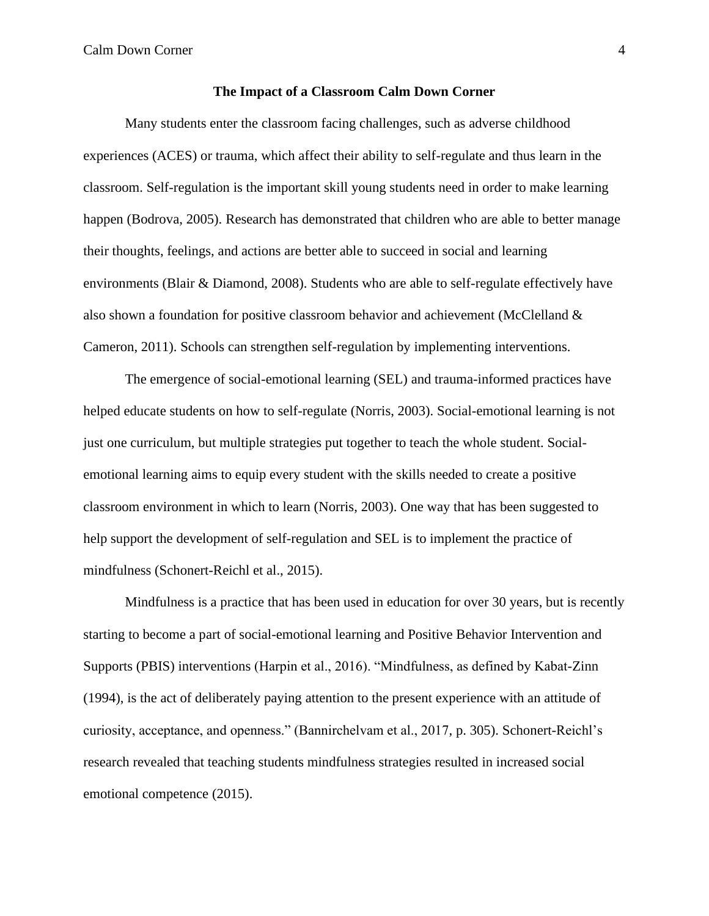## The Impact of a Classroom Calm Down Corner

Many students enter the classroom facing challenges, such as adverse childhood experiences (ACES) or trauma, which affect their ability to self-regulate and thus learn in the classroom. Self-regulation is the important skill young students need in order to make learning happen (Bodrova, 2005). Research has demonstrated that children who are able to better manage their thoughts, feelings, and actions are better able to succeed in social and learning environments (Blair & Diamond, 2008). Students who are able to self-regulate effectively have also shown a foundation for positive classroom behavior and achievement (McClelland & Cameron, 2011). Schools can strengthen self-regulation by implementing interventions.

The emergence of social-emotional learning (SEL) and trauma-informed practices have helped educate students on how to self-regulate (Norris, 2003). Social-emotional learning is not just one curriculum, but multiple strategies put together to teach the whole student. Social-emotional learning aims to equip every student with the skills needed to create a positive classroom environment in which to learn (Norris, 2003). One way that has been suggested to help support the development of self-regulation and SEL is to implement the practice of mindfulness (Schonert-Reichl et al., 2015).

Mindfulness is a practice that has been used in education for over 30 years, but is recently starting to become a part of social-emotional learning and Positive Behavior Intervention and Supports (PBIS) interventions (Harpin et al., 2016). "Mindfulness, as defined by Kabat-Zinn (1994), is the act of deliberately paying attention to the present experience with an attitude of curiosity, acceptance, and openness." (Bannirchelvam et al., 2017, p. 305). Schonert-Reichl's research revealed that teaching students mindfulness strategies resulted in increased social emotional competence (2015).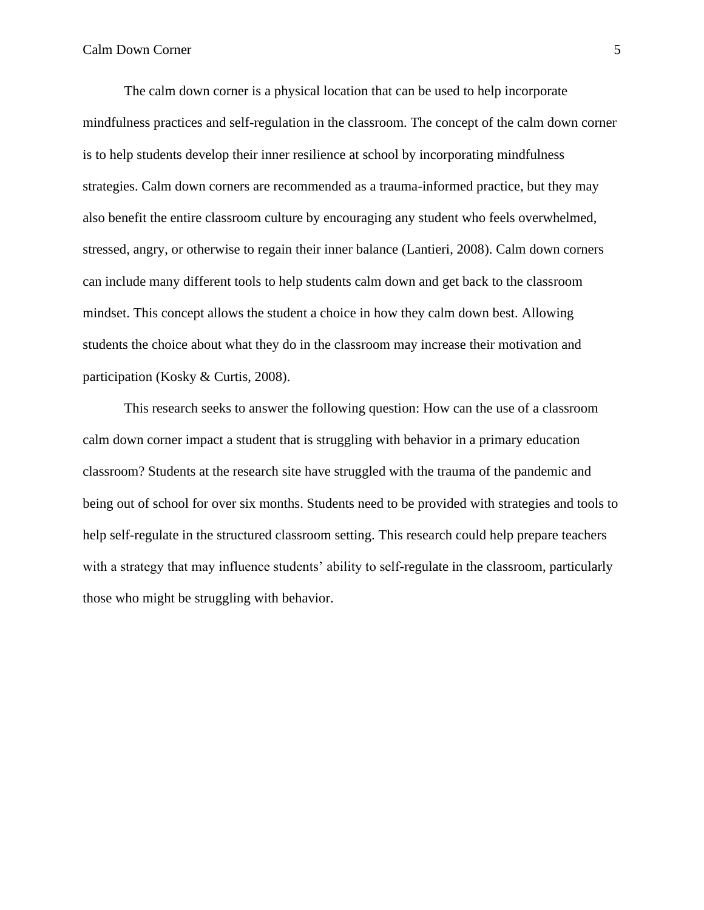The calm down corner is a physical location that can be used to help incorporate mindfulness practices and self-regulation in the classroom. The concept of the calm down corner is to help students develop their inner resilience at school by incorporating mindfulness strategies. Calm down corners are recommended as a trauma-informed practice, but they may also benefit the entire classroom culture by encouraging any student who feels overwhelmed, stressed, angry, or otherwise to regain their inner balance (Lantieri, 2008). Calm down corners can include many different tools to help students calm down and get back to the classroom mindset. This concept allows the student a choice in how they calm down best. Allowing students the choice about what they do in the classroom may increase their motivation and participation (Kosky & Curtis, 2008).

This research seeks to answer the following question: How can the use of a classroom calm down corner impact a student that is struggling with behavior in a primary education classroom? Students at the research site have struggled with the trauma of the pandemic and being out of school for over six months. Students need to be provided with strategies and tools to help self-regulate in the structured classroom setting. This research could help prepare teachers with a strategy that may influence students' ability to self-regulate in the classroom, particularly those who might be struggling with behavior.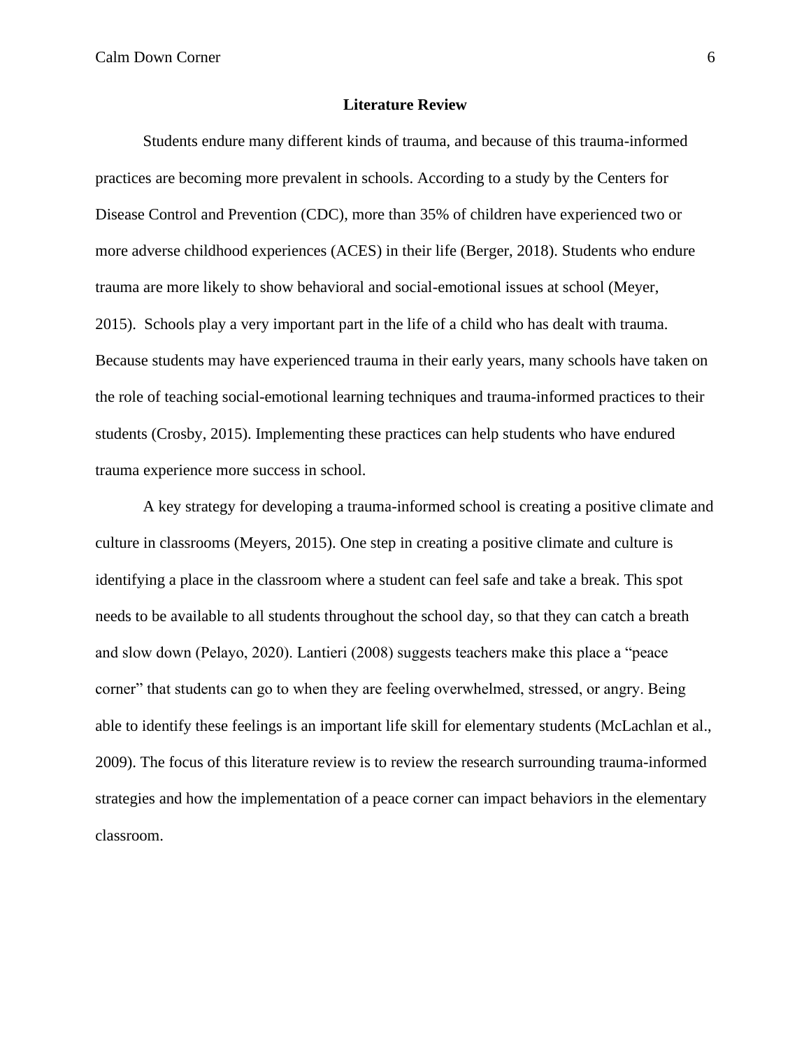## Literature Review

Students endure many different kinds of trauma, and because of this trauma-informed practices are becoming more prevalent in schools. According to a study by the Centers for Disease Control and Prevention (CDC), more than 35% of children have experienced two or more adverse childhood experiences (ACES) in their life (Berger, 2018). Students who endure trauma are more likely to show behavioral and social-emotional issues at school (Meyer, 2015). Schools play a very important part in the life of a child who has dealt with trauma. Because students may have experienced trauma in their early years, many schools have taken on the role of teaching social-emotional learning techniques and trauma-informed practices to their students (Crosby, 2015). Implementing these practices can help students who have endured trauma experience more success in school.

A key strategy for developing a trauma-informed school is creating a positive climate and culture in classrooms (Meyers, 2015). One step in creating a positive climate and culture is identifying a place in the classroom where a student can feel safe and take a break. This spot needs to be available to all students throughout the school day, so that they can catch a breath and slow down (Pelayo, 2020). Lantieri (2008) suggests teachers make this place a "peace corner" that students can go to when they are feeling overwhelmed, stressed, or angry. Being able to identify these feelings is an important life skill for elementary students (McLachlan et al., 2009). The focus of this literature review is to review the research surrounding trauma-informed strategies and how the implementation of a peace corner can impact behaviors in the elementary classroom.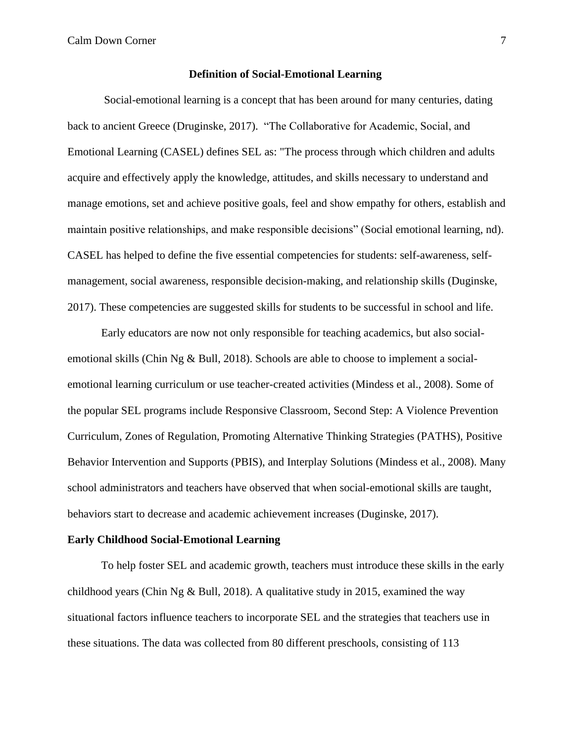**Definition of Social-Emotional Learning**

Social-emotional learning is a concept that has been around for many centuries, dating back to ancient Greece (Druginske, 2017). "The Collaborative for Academic, Social, and Emotional Learning (CASEL) defines SEL as: "The process through which children and adults acquire and effectively apply the knowledge, attitudes, and skills necessary to understand and manage emotions, set and achieve positive goals, feel and show empathy for others, establish and maintain positive relationships, and make responsible decisions" (Social emotional learning, nd). CASEL has helped to define the five essential competencies for students: self-awareness, self-management, social awareness, responsible decision-making, and relationship skills (Duginske, 2017). These competencies are suggested skills for students to be successful in school and life.

Early educators are now not only responsible for teaching academics, but also social-emotional skills (Chin Ng & Bull, 2018). Schools are able to choose to implement a social-emotional learning curriculum or use teacher-created activities (Mindess et al., 2008). Some of the popular SEL programs include Responsive Classroom, Second Step: A Violence Prevention Curriculum, Zones of Regulation, Promoting Alternative Thinking Strategies (PATHS), Positive Behavior Intervention and Supports (PBIS), and Interplay Solutions (Mindess et al., 2008). Many school administrators and teachers have observed that when social-emotional skills are taught, behaviors start to decrease and academic achievement increases (Duginske, 2017).

**Early Childhood Social-Emotional Learning**

To help foster SEL and academic growth, teachers must introduce these skills in the early childhood years (Chin Ng & Bull, 2018). A qualitative study in 2015, examined the way situational factors influence teachers to incorporate SEL and the strategies that teachers use in these situations. The data was collected from 80 different preschools, consisting of 113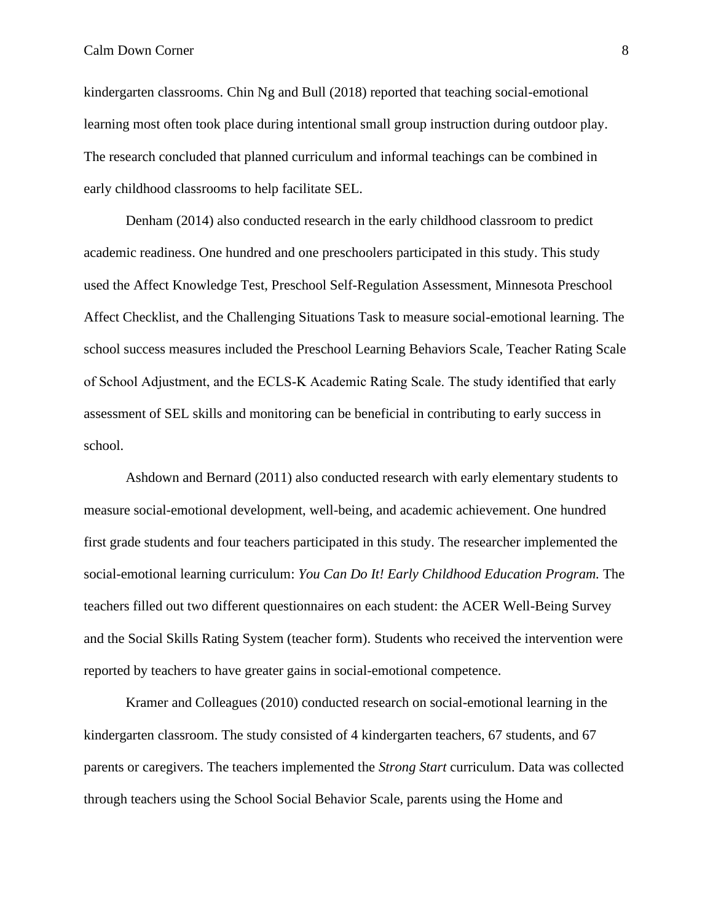kindergarten classrooms. Chin Ng and Bull (2018) reported that teaching social-emotional learning most often took place during intentional small group instruction during outdoor play. The research concluded that planned curriculum and informal teachings can be combined in early childhood classrooms to help facilitate SEL.

Denham (2014) also conducted research in the early childhood classroom to predict academic readiness. One hundred and one preschoolers participated in this study. This study used the Affect Knowledge Test, Preschool Self-Regulation Assessment, Minnesota Preschool Affect Checklist, and the Challenging Situations Task to measure social-emotional learning. The school success measures included the Preschool Learning Behaviors Scale, Teacher Rating Scale of School Adjustment, and the ECLS-K Academic Rating Scale. The study identified that early assessment of SEL skills and monitoring can be beneficial in contributing to early success in school.

Ashdown and Bernard (2011) also conducted research with early elementary students to measure social-emotional development, well-being, and academic achievement. One hundred first grade students and four teachers participated in this study. The researcher implemented the social-emotional learning curriculum: *You Can Do It! Early Childhood Education Program.* The teachers filled out two different questionnaires on each student: the ACER Well-Being Survey and the Social Skills Rating System (teacher form). Students who received the intervention were reported by teachers to have greater gains in social-emotional competence.

Kramer and Colleagues (2010) conducted research on social-emotional learning in the kindergarten classroom. The study consisted of 4 kindergarten teachers, 67 students, and 67 parents or caregivers. The teachers implemented the *Strong Start* curriculum. Data was collected through teachers using the School Social Behavior Scale, parents using the Home and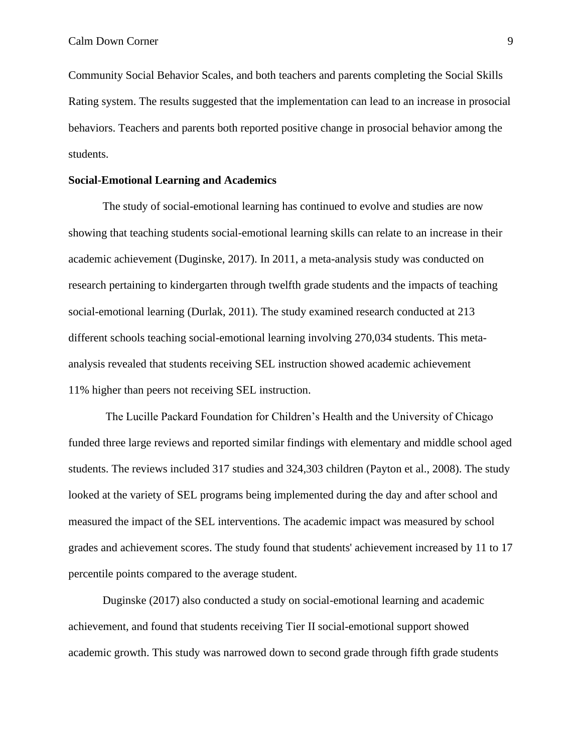Community Social Behavior Scales, and both teachers and parents completing the Social Skills Rating system. The results suggested that the implementation can lead to an increase in prosocial behaviors. Teachers and parents both reported positive change in prosocial behavior among the students.

**Social-Emotional Learning and Academics**

The study of social-emotional learning has continued to evolve and studies are now showing that teaching students social-emotional learning skills can relate to an increase in their academic achievement (Duginske, 2017). In 2011, a meta-analysis study was conducted on research pertaining to kindergarten through twelfth grade students and the impacts of teaching social-emotional learning (Durlak, 2011). The study examined research conducted at 213 different schools teaching social-emotional learning involving 270,034 students. This meta-analysis revealed that students receiving SEL instruction showed academic achievement 11% higher than peers not receiving SEL instruction.

The Lucille Packard Foundation for Children's Health and the University of Chicago funded three large reviews and reported similar findings with elementary and middle school aged students. The reviews included 317 studies and 324,303 children (Payton et al., 2008). The study looked at the variety of SEL programs being implemented during the day and after school and measured the impact of the SEL interventions. The academic impact was measured by school grades and achievement scores. The study found that students' achievement increased by 11 to 17 percentile points compared to the average student.

Duginske (2017) also conducted a study on social-emotional learning and academic achievement, and found that students receiving Tier II social-emotional support showed academic growth. This study was narrowed down to second grade through fifth grade students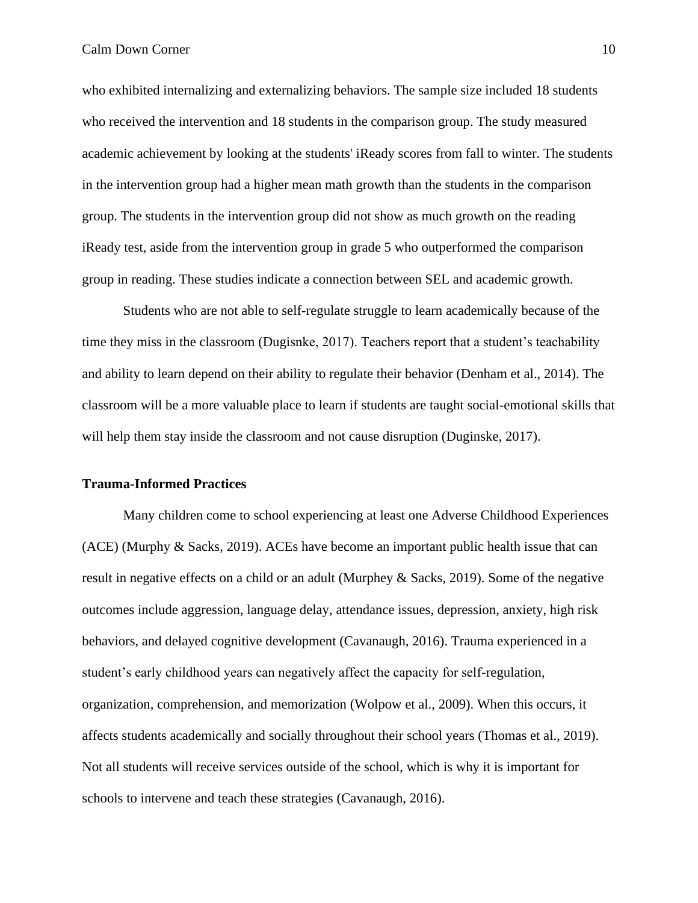who exhibited internalizing and externalizing behaviors. The sample size included 18 students who received the intervention and 18 students in the comparison group. The study measured academic achievement by looking at the students' iReady scores from fall to winter. The students in the intervention group had a higher mean math growth than the students in the comparison group. The students in the intervention group did not show as much growth on the reading iReady test, aside from the intervention group in grade 5 who outperformed the comparison group in reading. These studies indicate a connection between SEL and academic growth.

Students who are not able to self-regulate struggle to learn academically because of the time they miss in the classroom (Dugisnke, 2017). Teachers report that a student's teachability and ability to learn depend on their ability to regulate their behavior (Denham et al., 2014). The classroom will be a more valuable place to learn if students are taught social-emotional skills that will help them stay inside the classroom and not cause disruption (Duginske, 2017).

**Trauma-Informed Practices**

Many children come to school experiencing at least one Adverse Childhood Experiences (ACE) (Murphy & Sacks, 2019). ACEs have become an important public health issue that can result in negative effects on a child or an adult (Murphey & Sacks, 2019). Some of the negative outcomes include aggression, language delay, attendance issues, depression, anxiety, high risk behaviors, and delayed cognitive development (Cavanaugh, 2016). Trauma experienced in a student's early childhood years can negatively affect the capacity for self-regulation, organization, comprehension, and memorization (Wolpow et al., 2009). When this occurs, it affects students academically and socially throughout their school years (Thomas et al., 2019). Not all students will receive services outside of the school, which is why it is important for schools to intervene and teach these strategies (Cavanaugh, 2016).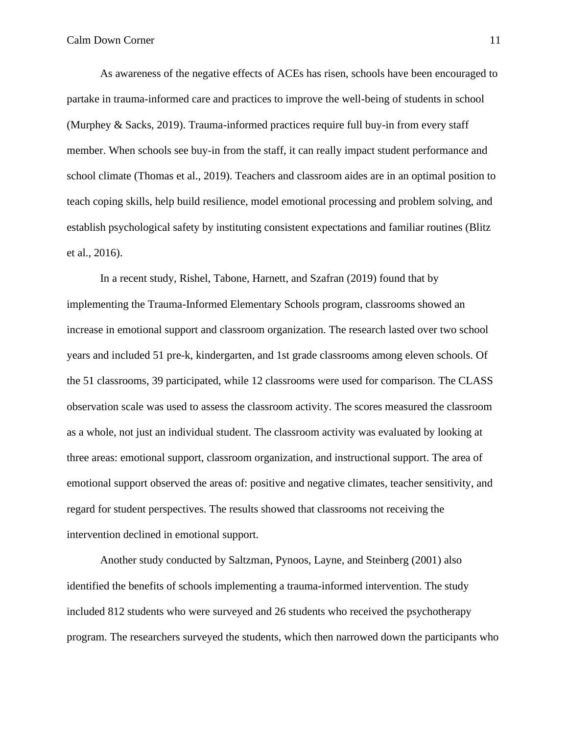As awareness of the negative effects of ACEs has risen, schools have been encouraged to partake in trauma-informed care and practices to improve the well-being of students in school (Murphey & Sacks, 2019). Trauma-informed practices require full buy-in from every staff member. When schools see buy-in from the staff, it can really impact student performance and school climate (Thomas et al., 2019). Teachers and classroom aides are in an optimal position to teach coping skills, help build resilience, model emotional processing and problem solving, and establish psychological safety by instituting consistent expectations and familiar routines (Blitz et al., 2016).

In a recent study, Rishel, Tabone, Harnett, and Szafran (2019) found that by implementing the Trauma-Informed Elementary Schools program, classrooms showed an increase in emotional support and classroom organization. The research lasted over two school years and included 51 pre-k, kindergarten, and 1st grade classrooms among eleven schools. Of the 51 classrooms, 39 participated, while 12 classrooms were used for comparison. The CLASS observation scale was used to assess the classroom activity. The scores measured the classroom as a whole, not just an individual student. The classroom activity was evaluated by looking at three areas: emotional support, classroom organization, and instructional support. The area of emotional support observed the areas of: positive and negative climates, teacher sensitivity, and regard for student perspectives. The results showed that classrooms not receiving the intervention declined in emotional support.

Another study conducted by Saltzman, Pynoos, Layne, and Steinberg (2001) also identified the benefits of schools implementing a trauma-informed intervention. The study included 812 students who were surveyed and 26 students who received the psychotherapy program. The researchers surveyed the students, which then narrowed down the participants who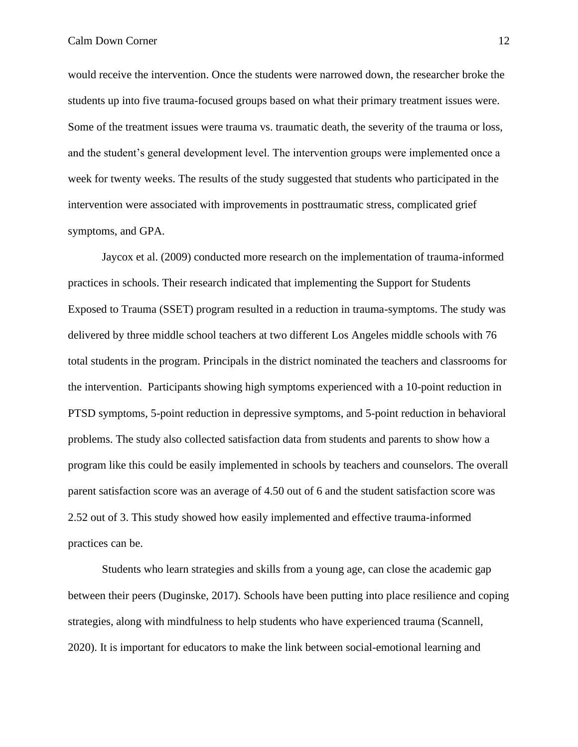would receive the intervention. Once the students were narrowed down, the researcher broke the students up into five trauma-focused groups based on what their primary treatment issues were. Some of the treatment issues were trauma vs. traumatic death, the severity of the trauma or loss, and the student's general development level. The intervention groups were implemented once a week for twenty weeks. The results of the study suggested that students who participated in the intervention were associated with improvements in posttraumatic stress, complicated grief symptoms, and GPA.

Jaycox et al. (2009) conducted more research on the implementation of trauma-informed practices in schools. Their research indicated that implementing the Support for Students Exposed to Trauma (SSET) program resulted in a reduction in trauma-symptoms. The study was delivered by three middle school teachers at two different Los Angeles middle schools with 76 total students in the program. Principals in the district nominated the teachers and classrooms for the intervention. Participants showing high symptoms experienced with a 10-point reduction in PTSD symptoms, 5-point reduction in depressive symptoms, and 5-point reduction in behavioral problems. The study also collected satisfaction data from students and parents to show how a program like this could be easily implemented in schools by teachers and counselors. The overall parent satisfaction score was an average of 4.50 out of 6 and the student satisfaction score was 2.52 out of 3. This study showed how easily implemented and effective trauma-informed practices can be.

Students who learn strategies and skills from a young age, can close the academic gap between their peers (Duginske, 2017). Schools have been putting into place resilience and coping strategies, along with mindfulness to help students who have experienced trauma (Scannell, 2020). It is important for educators to make the link between social-emotional learning and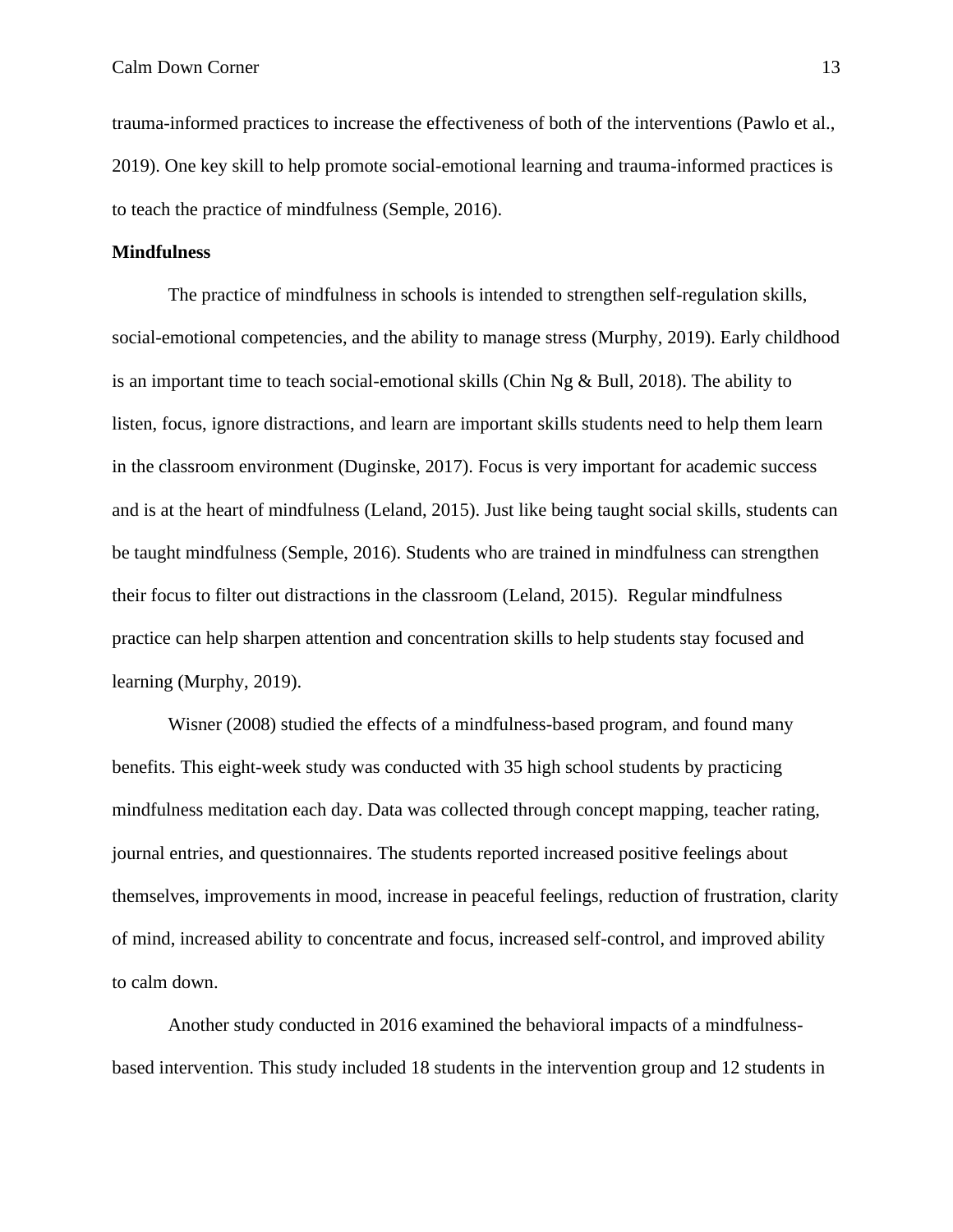trauma-informed practices to increase the effectiveness of both of the interventions (Pawlo et al., 2019). One key skill to help promote social-emotional learning and trauma-informed practices is to teach the practice of mindfulness (Semple, 2016).

**Mindfulness**

The practice of mindfulness in schools is intended to strengthen self-regulation skills, social-emotional competencies, and the ability to manage stress (Murphy, 2019). Early childhood is an important time to teach social-emotional skills (Chin Ng & Bull, 2018). The ability to listen, focus, ignore distractions, and learn are important skills students need to help them learn in the classroom environment (Duginske, 2017). Focus is very important for academic success and is at the heart of mindfulness (Leland, 2015). Just like being taught social skills, students can be taught mindfulness (Semple, 2016). Students who are trained in mindfulness can strengthen their focus to filter out distractions in the classroom (Leland, 2015). Regular mindfulness practice can help sharpen attention and concentration skills to help students stay focused and learning (Murphy, 2019).

Wisner (2008) studied the effects of a mindfulness-based program, and found many benefits. This eight-week study was conducted with 35 high school students by practicing mindfulness meditation each day. Data was collected through concept mapping, teacher rating, journal entries, and questionnaires. The students reported increased positive feelings about themselves, improvements in mood, increase in peaceful feelings, reduction of frustration, clarity of mind, increased ability to concentrate and focus, increased self-control, and improved ability to calm down.

Another study conducted in 2016 examined the behavioral impacts of a mindfulness-based intervention. This study included 18 students in the intervention group and 12 students in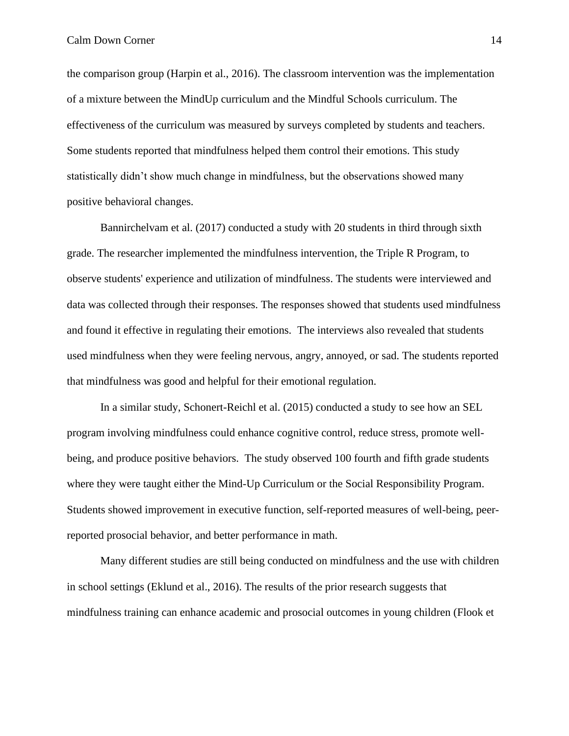the comparison group (Harpin et al., 2016). The classroom intervention was the implementation of a mixture between the MindUp curriculum and the Mindful Schools curriculum. The effectiveness of the curriculum was measured by surveys completed by students and teachers. Some students reported that mindfulness helped them control their emotions. This study statistically didn't show much change in mindfulness, but the observations showed many positive behavioral changes.

Bannirchelvam et al. (2017) conducted a study with 20 students in third through sixth grade. The researcher implemented the mindfulness intervention, the Triple R Program, to observe students' experience and utilization of mindfulness. The students were interviewed and data was collected through their responses. The responses showed that students used mindfulness and found it effective in regulating their emotions. The interviews also revealed that students used mindfulness when they were feeling nervous, angry, annoyed, or sad. The students reported that mindfulness was good and helpful for their emotional regulation.

In a similar study, Schonert-Reichl et al. (2015) conducted a study to see how an SEL program involving mindfulness could enhance cognitive control, reduce stress, promote well-being, and produce positive behaviors. The study observed 100 fourth and fifth grade students where they were taught either the Mind-Up Curriculum or the Social Responsibility Program. Students showed improvement in executive function, self-reported measures of well-being, peer-reported prosocial behavior, and better performance in math.

Many different studies are still being conducted on mindfulness and the use with children in school settings (Eklund et al., 2016). The results of the prior research suggests that mindfulness training can enhance academic and prosocial outcomes in young children (Flook et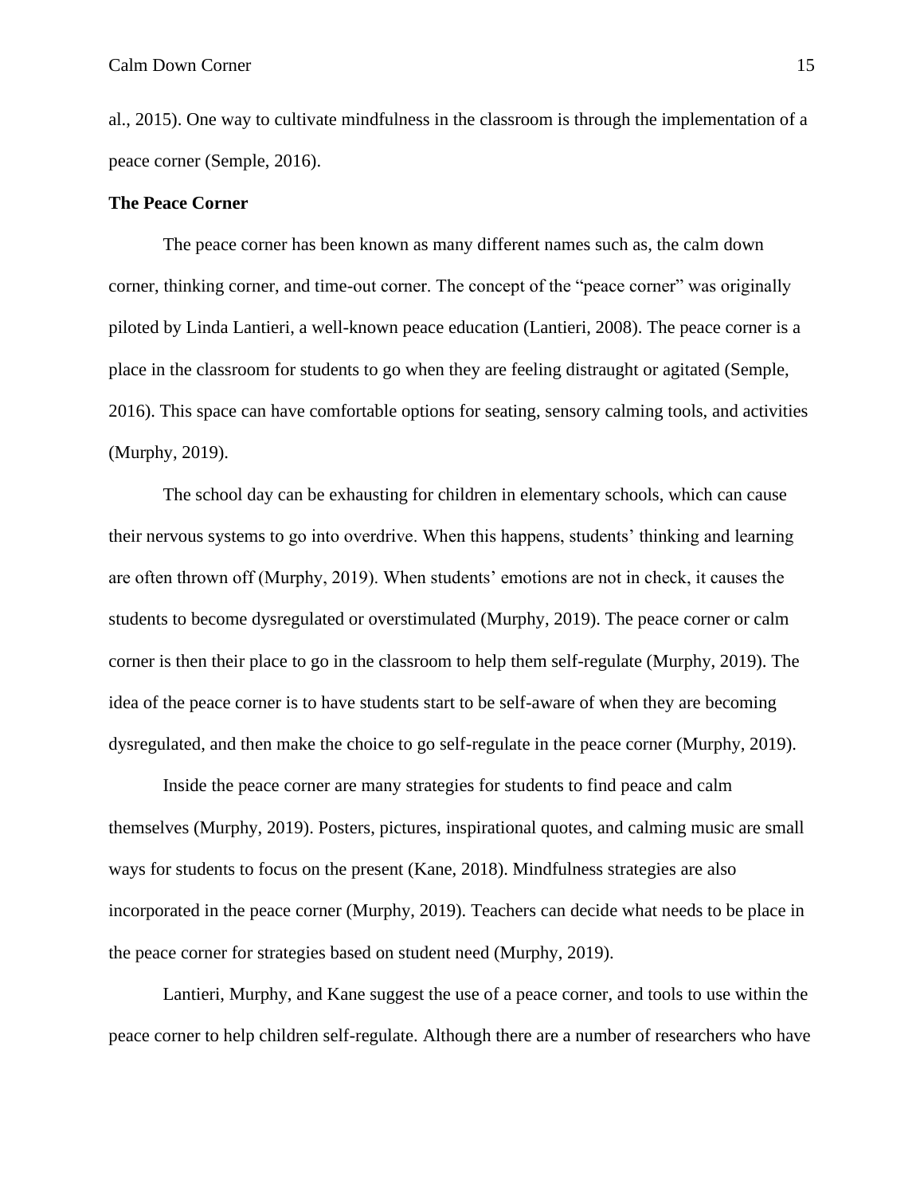al., 2015). One way to cultivate mindfulness in the classroom is through the implementation of a peace corner (Semple, 2016).

**The Peace Corner**

The peace corner has been known as many different names such as, the calm down corner, thinking corner, and time-out corner. The concept of the "peace corner" was originally piloted by Linda Lantieri, a well-known peace education (Lantieri, 2008). The peace corner is a place in the classroom for students to go when they are feeling distraught or agitated (Semple, 2016). This space can have comfortable options for seating, sensory calming tools, and activities (Murphy, 2019).

The school day can be exhausting for children in elementary schools, which can cause their nervous systems to go into overdrive. When this happens, students' thinking and learning are often thrown off (Murphy, 2019). When students' emotions are not in check, it causes the students to become dysregulated or overstimulated (Murphy, 2019). The peace corner or calm corner is then their place to go in the classroom to help them self-regulate (Murphy, 2019). The idea of the peace corner is to have students start to be self-aware of when they are becoming dysregulated, and then make the choice to go self-regulate in the peace corner (Murphy, 2019).

Inside the peace corner are many strategies for students to find peace and calm themselves (Murphy, 2019). Posters, pictures, inspirational quotes, and calming music are small ways for students to focus on the present (Kane, 2018). Mindfulness strategies are also incorporated in the peace corner (Murphy, 2019). Teachers can decide what needs to be place in the peace corner for strategies based on student need (Murphy, 2019).

Lantieri, Murphy, and Kane suggest the use of a peace corner, and tools to use within the peace corner to help children self-regulate. Although there are a number of researchers who have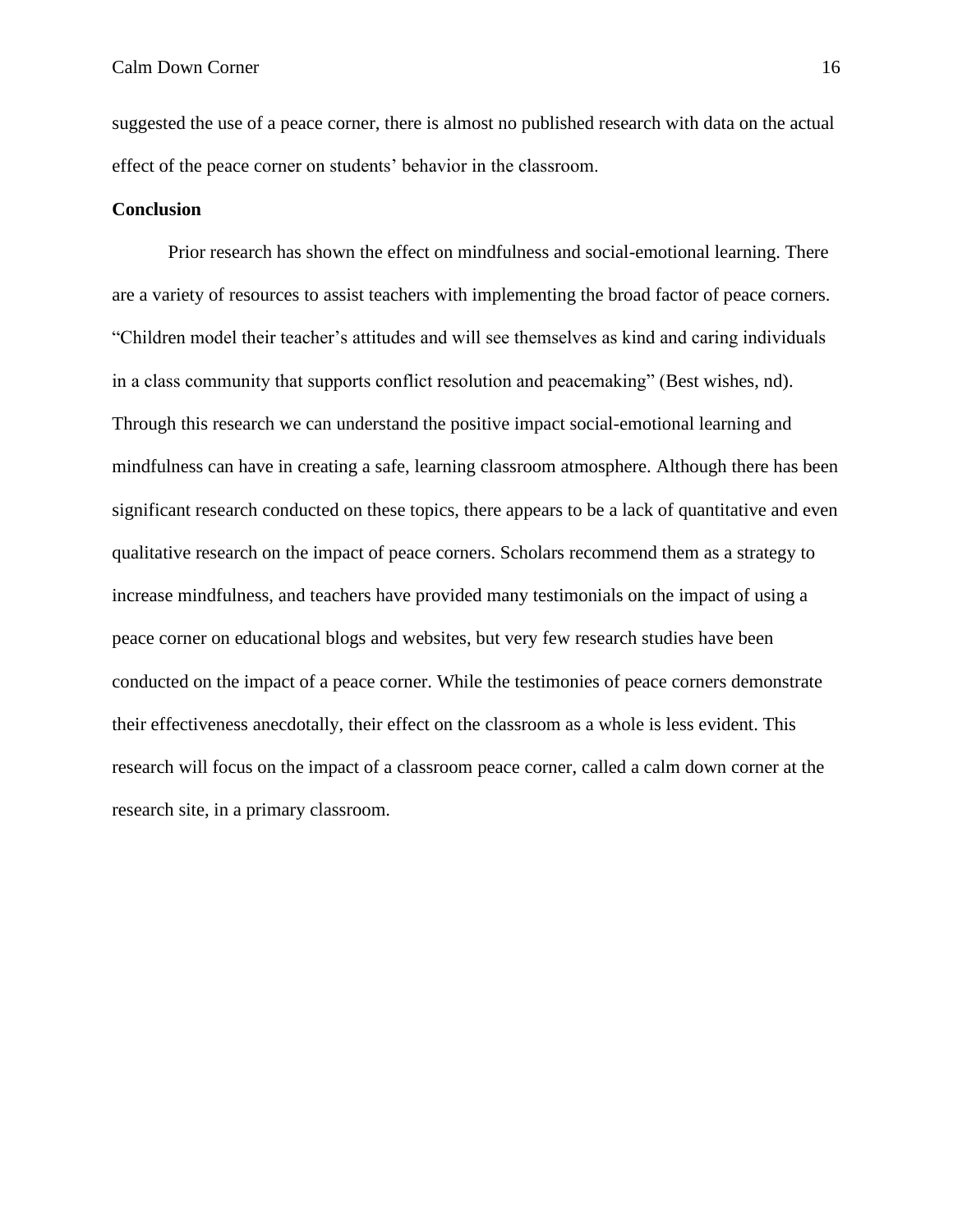suggested the use of a peace corner, there is almost no published research with data on the actual effect of the peace corner on students' behavior in the classroom.

**Conclusion**

Prior research has shown the effect on mindfulness and social-emotional learning. There are a variety of resources to assist teachers with implementing the broad factor of peace corners. "Children model their teacher's attitudes and will see themselves as kind and caring individuals in a class community that supports conflict resolution and peacemaking" (Best wishes, nd). Through this research we can understand the positive impact social-emotional learning and mindfulness can have in creating a safe, learning classroom atmosphere. Although there has been significant research conducted on these topics, there appears to be a lack of quantitative and even qualitative research on the impact of peace corners. Scholars recommend them as a strategy to increase mindfulness, and teachers have provided many testimonials on the impact of using a peace corner on educational blogs and websites, but very few research studies have been conducted on the impact of a peace corner. While the testimonies of peace corners demonstrate their effectiveness anecdotally, their effect on the classroom as a whole is less evident. This research will focus on the impact of a classroom peace corner, called a calm down corner at the research site, in a primary classroom.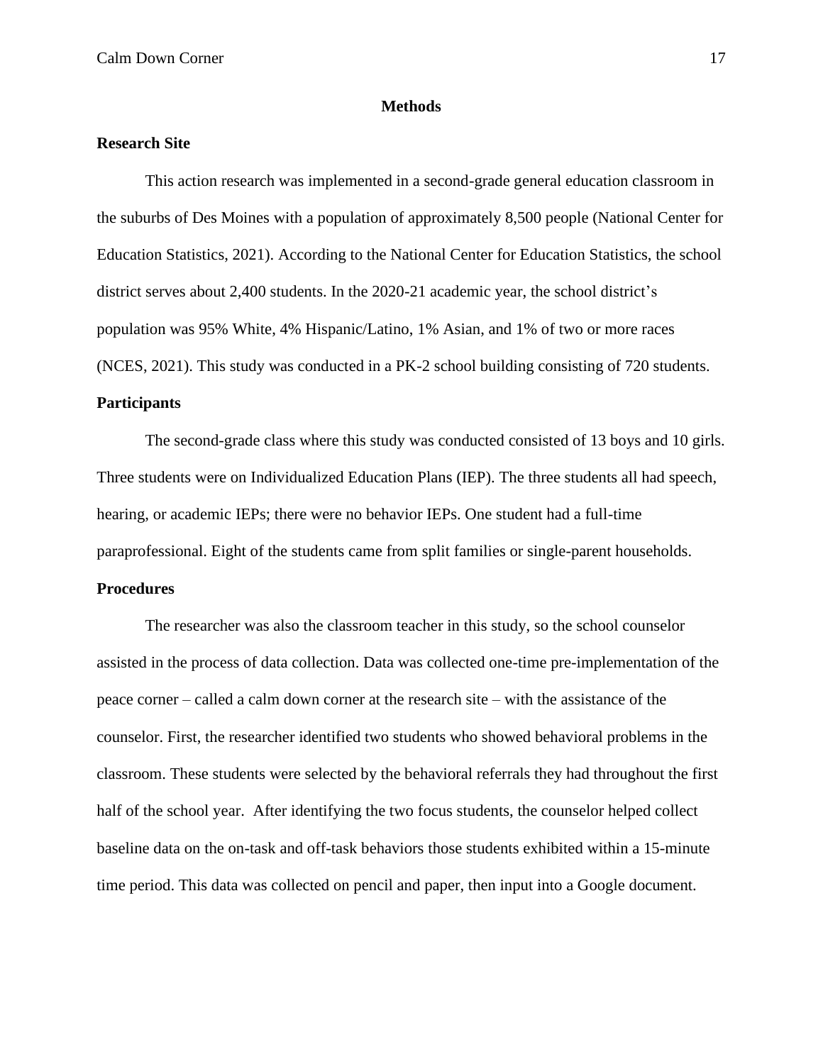## Methods

### Research Site

This action research was implemented in a second-grade general education classroom in the suburbs of Des Moines with a population of approximately 8,500 people (National Center for Education Statistics, 2021). According to the National Center for Education Statistics, the school district serves about 2,400 students. In the 2020-21 academic year, the school district's population was 95% White, 4% Hispanic/Latino, 1% Asian, and 1% of two or more races (NCES, 2021). This study was conducted in a PK-2 school building consisting of 720 students.

### Participants

The second-grade class where this study was conducted consisted of 13 boys and 10 girls. Three students were on Individualized Education Plans (IEP). The three students all had speech, hearing, or academic IEPs; there were no behavior IEPs. One student had a full-time paraprofessional. Eight of the students came from split families or single-parent households.

### Procedures

The researcher was also the classroom teacher in this study, so the school counselor assisted in the process of data collection. Data was collected one-time pre-implementation of the peace corner – called a calm down corner at the research site – with the assistance of the counselor. First, the researcher identified two students who showed behavioral problems in the classroom. These students were selected by the behavioral referrals they had throughout the first half of the school year. After identifying the two focus students, the counselor helped collect baseline data on the on-task and off-task behaviors those students exhibited within a 15-minute time period. This data was collected on pencil and paper, then input into a Google document.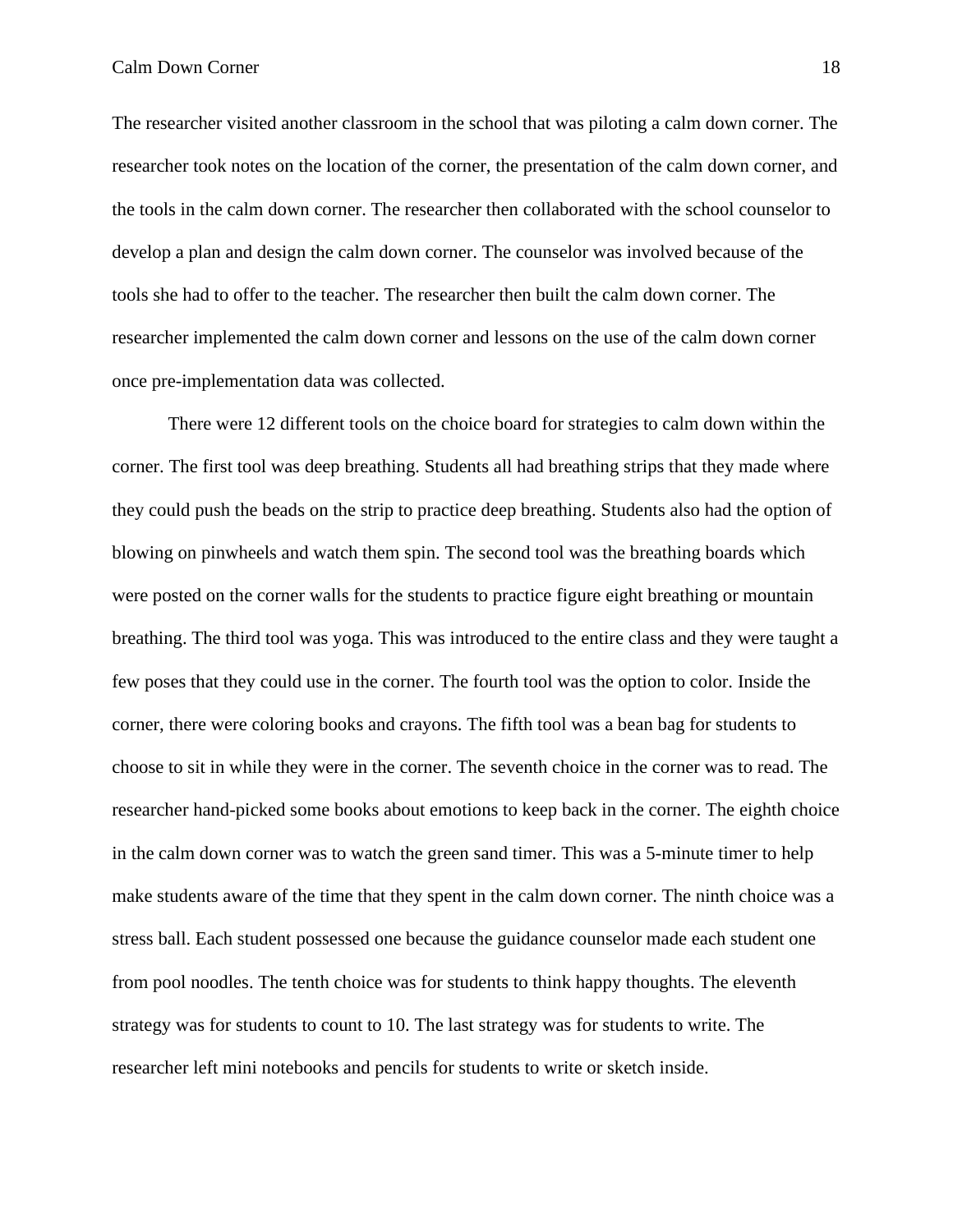The researcher visited another classroom in the school that was piloting a calm down corner. The researcher took notes on the location of the corner, the presentation of the calm down corner, and the tools in the calm down corner. The researcher then collaborated with the school counselor to develop a plan and design the calm down corner. The counselor was involved because of the tools she had to offer to the teacher. The researcher then built the calm down corner. The researcher implemented the calm down corner and lessons on the use of the calm down corner once pre-implementation data was collected.

There were 12 different tools on the choice board for strategies to calm down within the corner. The first tool was deep breathing. Students all had breathing strips that they made where they could push the beads on the strip to practice deep breathing. Students also had the option of blowing on pinwheels and watch them spin. The second tool was the breathing boards which were posted on the corner walls for the students to practice figure eight breathing or mountain breathing. The third tool was yoga. This was introduced to the entire class and they were taught a few poses that they could use in the corner. The fourth tool was the option to color. Inside the corner, there were coloring books and crayons. The fifth tool was a bean bag for students to choose to sit in while they were in the corner. The seventh choice in the corner was to read. The researcher hand-picked some books about emotions to keep back in the corner. The eighth choice in the calm down corner was to watch the green sand timer. This was a 5-minute timer to help make students aware of the time that they spent in the calm down corner. The ninth choice was a stress ball. Each student possessed one because the guidance counselor made each student one from pool noodles. The tenth choice was for students to think happy thoughts. The eleventh strategy was for students to count to 10. The last strategy was for students to write. The researcher left mini notebooks and pencils for students to write or sketch inside.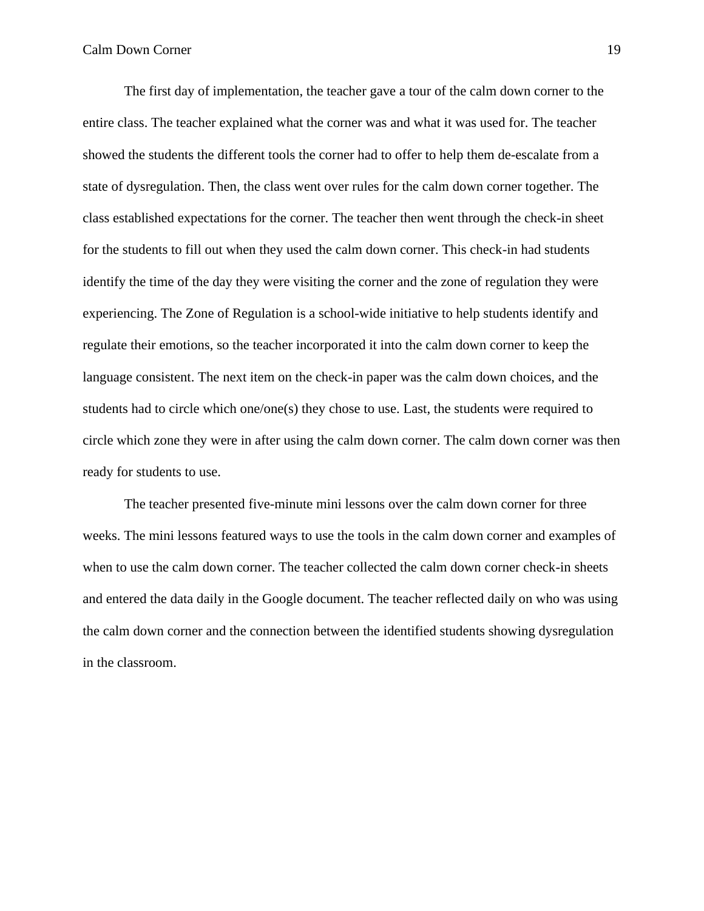The first day of implementation, the teacher gave a tour of the calm down corner to the entire class. The teacher explained what the corner was and what it was used for. The teacher showed the students the different tools the corner had to offer to help them de-escalate from a state of dysregulation. Then, the class went over rules for the calm down corner together. The class established expectations for the corner. The teacher then went through the check-in sheet for the students to fill out when they used the calm down corner. This check-in had students identify the time of the day they were visiting the corner and the zone of regulation they were experiencing. The Zone of Regulation is a school-wide initiative to help students identify and regulate their emotions, so the teacher incorporated it into the calm down corner to keep the language consistent. The next item on the check-in paper was the calm down choices, and the students had to circle which one/one(s) they chose to use. Last, the students were required to circle which zone they were in after using the calm down corner. The calm down corner was then ready for students to use.

The teacher presented five-minute mini lessons over the calm down corner for three weeks. The mini lessons featured ways to use the tools in the calm down corner and examples of when to use the calm down corner. The teacher collected the calm down corner check-in sheets and entered the data daily in the Google document. The teacher reflected daily on who was using the calm down corner and the connection between the identified students showing dysregulation in the classroom.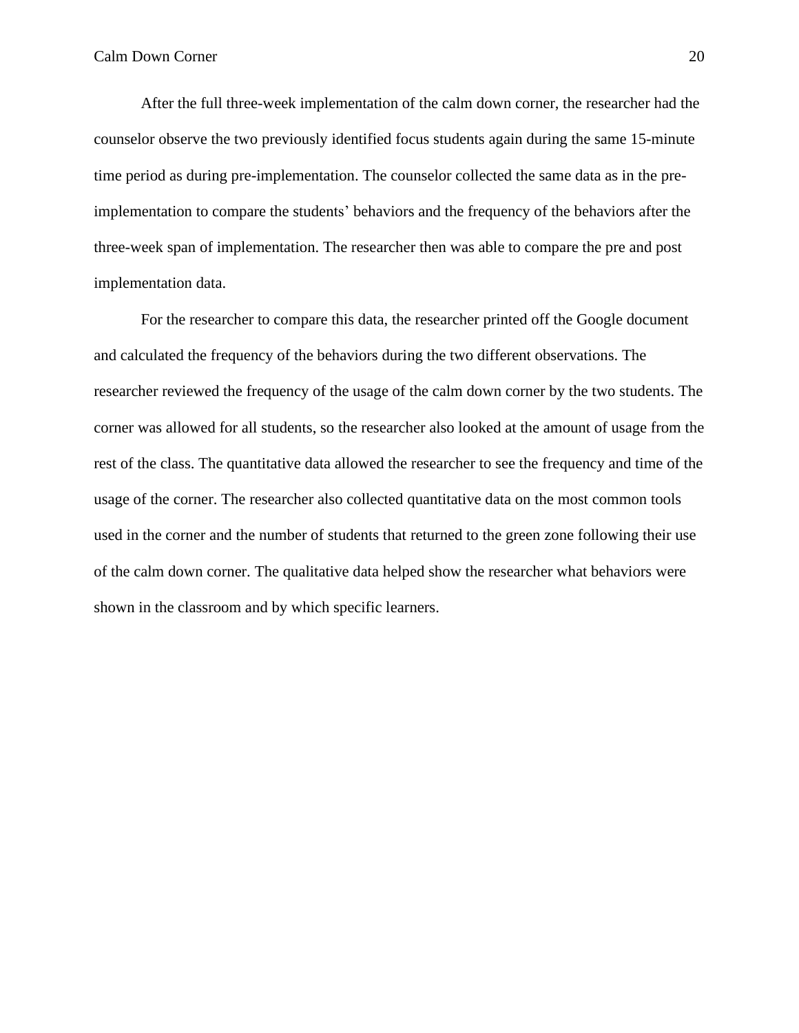After the full three-week implementation of the calm down corner, the researcher had the counselor observe the two previously identified focus students again during the same 15-minute time period as during pre-implementation. The counselor collected the same data as in the pre-implementation to compare the students' behaviors and the frequency of the behaviors after the three-week span of implementation. The researcher then was able to compare the pre and post implementation data.

For the researcher to compare this data, the researcher printed off the Google document and calculated the frequency of the behaviors during the two different observations. The researcher reviewed the frequency of the usage of the calm down corner by the two students. The corner was allowed for all students, so the researcher also looked at the amount of usage from the rest of the class. The quantitative data allowed the researcher to see the frequency and time of the usage of the corner. The researcher also collected quantitative data on the most common tools used in the corner and the number of students that returned to the green zone following their use of the calm down corner. The qualitative data helped show the researcher what behaviors were shown in the classroom and by which specific learners.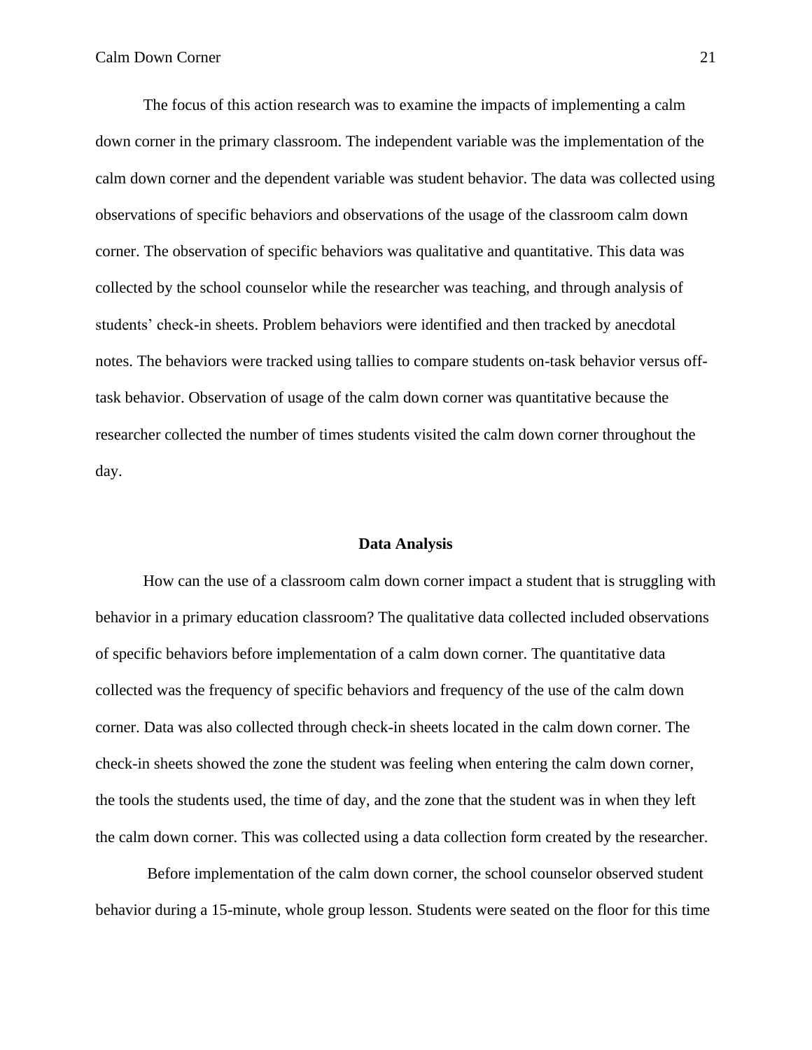The focus of this action research was to examine the impacts of implementing a calm down corner in the primary classroom. The independent variable was the implementation of the calm down corner and the dependent variable was student behavior. The data was collected using observations of specific behaviors and observations of the usage of the classroom calm down corner. The observation of specific behaviors was qualitative and quantitative. This data was collected by the school counselor while the researcher was teaching, and through analysis of students' check-in sheets. Problem behaviors were identified and then tracked by anecdotal notes. The behaviors were tracked using tallies to compare students on-task behavior versus off-task behavior. Observation of usage of the calm down corner was quantitative because the researcher collected the number of times students visited the calm down corner throughout the day.

## Data Analysis

How can the use of a classroom calm down corner impact a student that is struggling with behavior in a primary education classroom? The qualitative data collected included observations of specific behaviors before implementation of a calm down corner. The quantitative data collected was the frequency of specific behaviors and frequency of the use of the calm down corner. Data was also collected through check-in sheets located in the calm down corner. The check-in sheets showed the zone the student was feeling when entering the calm down corner, the tools the students used, the time of day, and the zone that the student was in when they left the calm down corner. This was collected using a data collection form created by the researcher.

Before implementation of the calm down corner, the school counselor observed student behavior during a 15-minute, whole group lesson. Students were seated on the floor for this time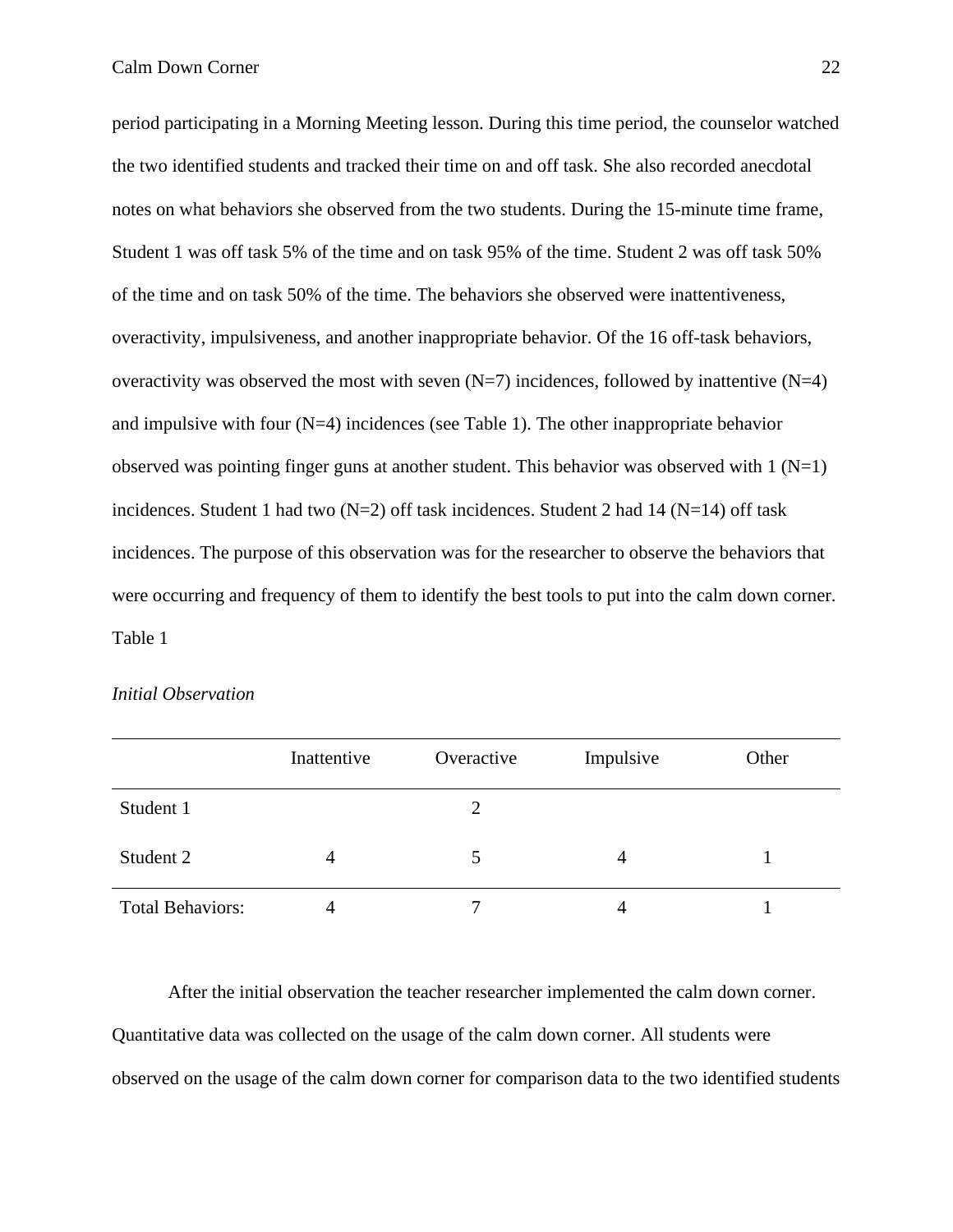period participating in a Morning Meeting lesson. During this time period, the counselor watched the two identified students and tracked their time on and off task. She also recorded anecdotal notes on what behaviors she observed from the two students. During the 15-minute time frame, Student 1 was off task 5% of the time and on task 95% of the time. Student 2 was off task 50% of the time and on task 50% of the time. The behaviors she observed were inattentiveness, overactivity, impulsiveness, and another inappropriate behavior. Of the 16 off-task behaviors, overactivity was observed the most with seven (N=7) incidences, followed by inattentive (N=4) and impulsive with four (N=4) incidences (see Table 1). The other inappropriate behavior observed was pointing finger guns at another student. This behavior was observed with 1 (N=1) incidences. Student 1 had two (N=2) off task incidences. Student 2 had 14 (N=14) off task incidences. The purpose of this observation was for the researcher to observe the behaviors that were occurring and frequency of them to identify the best tools to put into the calm down corner.

Table 1

*Initial Observation*

| | Inattentive | Overactive | Impulsive | Other |
|---|---|---|---|---|
| Student 1 | | 2 | | |
| Student 2 | 4 | 5 | 4 | 1 |
| Total Behaviors: | 4 | 7 | 4 | 1 |

After the initial observation the teacher researcher implemented the calm down corner. Quantitative data was collected on the usage of the calm down corner. All students were observed on the usage of the calm down corner for comparison data to the two identified students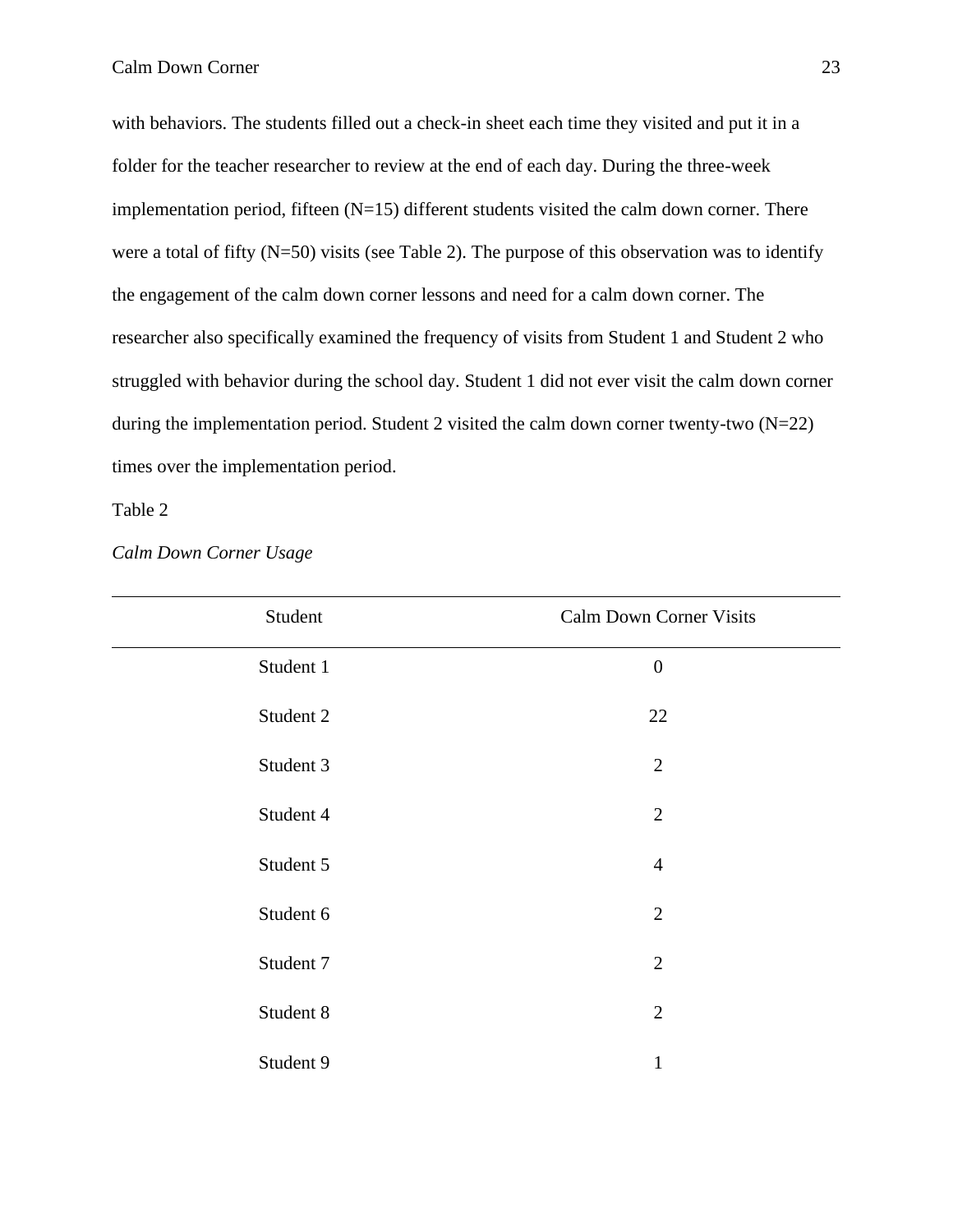with behaviors. The students filled out a check-in sheet each time they visited and put it in a folder for the teacher researcher to review at the end of each day. During the three-week implementation period, fifteen (N=15) different students visited the calm down corner. There were a total of fifty (N=50) visits (see Table 2). The purpose of this observation was to identify the engagement of the calm down corner lessons and need for a calm down corner. The researcher also specifically examined the frequency of visits from Student 1 and Student 2 who struggled with behavior during the school day. Student 1 did not ever visit the calm down corner during the implementation period. Student 2 visited the calm down corner twenty-two (N=22) times over the implementation period.

Table 2

*Calm Down Corner Usage*

| Student | Calm Down Corner Visits |
|---|---|
| Student 1 | 0 |
| Student 2 | 22 |
| Student 3 | 2 |
| Student 4 | 2 |
| Student 5 | 4 |
| Student 6 | 2 |
| Student 7 | 2 |
| Student 8 | 2 |
| Student 9 | 1 |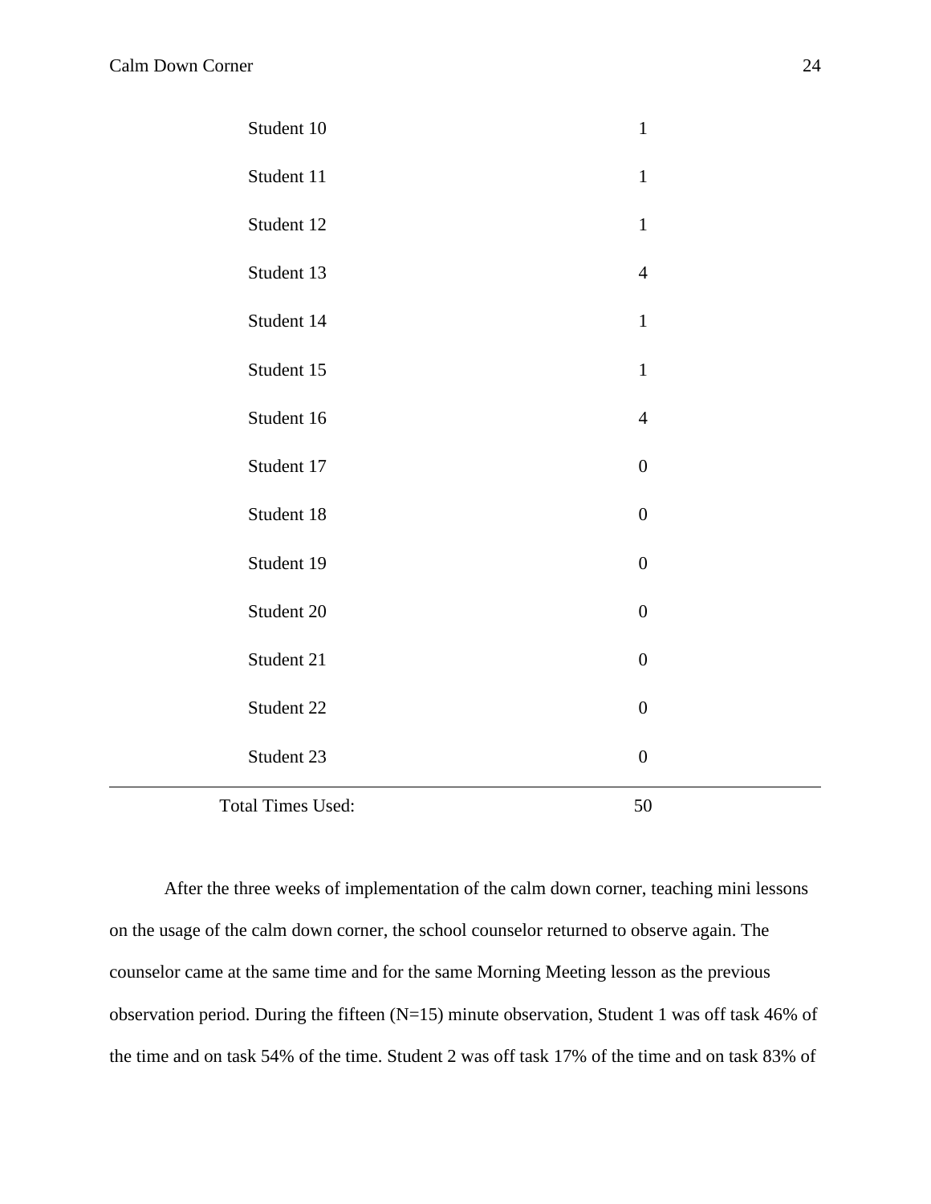| | |
|---|---|
| Student 10 | 1 |
| Student 11 | 1 |
| Student 12 | 1 |
| Student 13 | 4 |
| Student 14 | 1 |
| Student 15 | 1 |
| Student 16 | 4 |
| Student 17 | 0 |
| Student 18 | 0 |
| Student 19 | 0 |
| Student 20 | 0 |
| Student 21 | 0 |
| Student 22 | 0 |
| Student 23 | 0 |
| Total Times Used: | 50 |

After the three weeks of implementation of the calm down corner, teaching mini lessons on the usage of the calm down corner, the school counselor returned to observe again. The counselor came at the same time and for the same Morning Meeting lesson as the previous observation period. During the fifteen (N=15) minute observation, Student 1 was off task 46% of the time and on task 54% of the time. Student 2 was off task 17% of the time and on task 83% of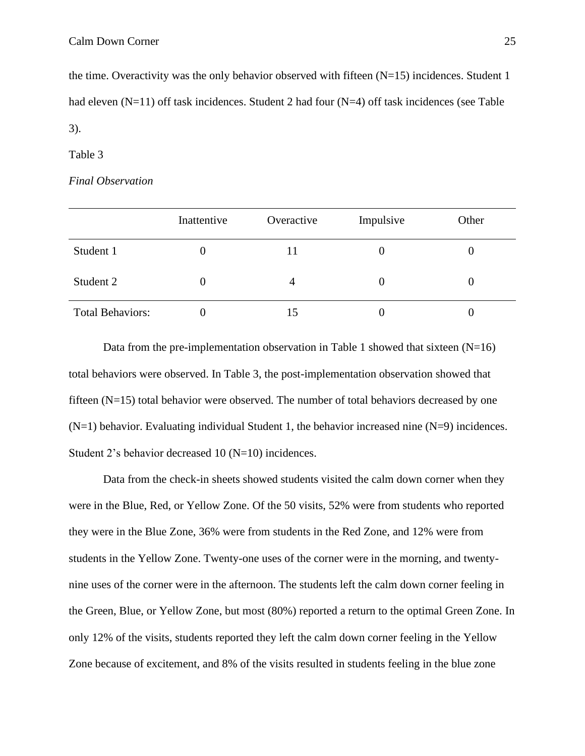the time. Overactivity was the only behavior observed with fifteen (N=15) incidences. Student 1 had eleven (N=11) off task incidences. Student 2 had four (N=4) off task incidences (see Table 3).

Table 3

*Final Observation*

| | Inattentive | Overactive | Impulsive | Other |
|---|---|---|---|---|
| Student 1 | 0 | 11 | 0 | 0 |
| Student 2 | 0 | 4 | 0 | 0 |
| Total Behaviors: | 0 | 15 | 0 | 0 |

Data from the pre-implementation observation in Table 1 showed that sixteen (N=16) total behaviors were observed. In Table 3, the post-implementation observation showed that fifteen (N=15) total behavior were observed. The number of total behaviors decreased by one (N=1) behavior. Evaluating individual Student 1, the behavior increased nine (N=9) incidences. Student 2's behavior decreased 10 (N=10) incidences.

Data from the check-in sheets showed students visited the calm down corner when they were in the Blue, Red, or Yellow Zone. Of the 50 visits, 52% were from students who reported they were in the Blue Zone, 36% were from students in the Red Zone, and 12% were from students in the Yellow Zone. Twenty-one uses of the corner were in the morning, and twenty-nine uses of the corner were in the afternoon. The students left the calm down corner feeling in the Green, Blue, or Yellow Zone, but most (80%) reported a return to the optimal Green Zone. In only 12% of the visits, students reported they left the calm down corner feeling in the Yellow Zone because of excitement, and 8% of the visits resulted in students feeling in the blue zone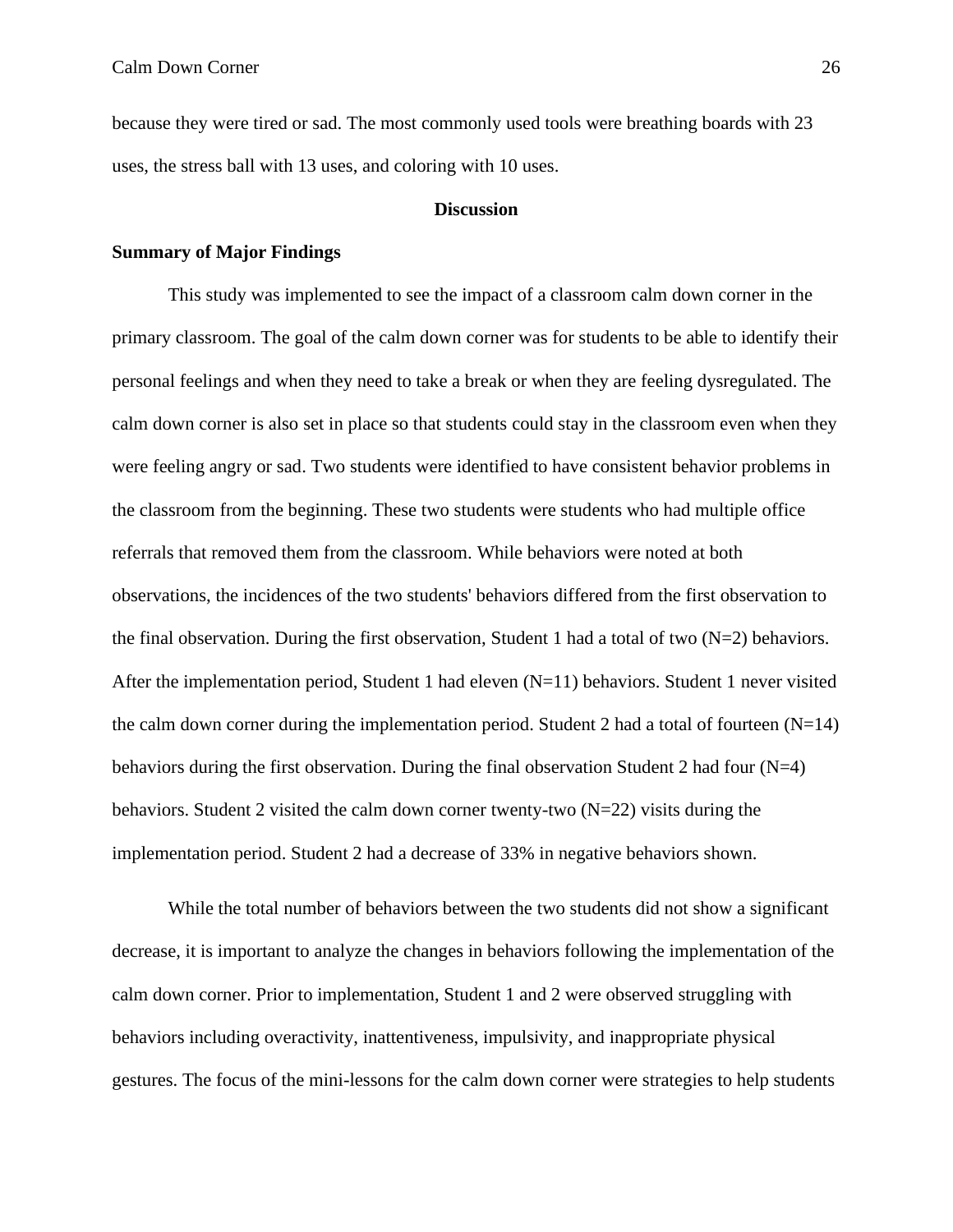because they were tired or sad. The most commonly used tools were breathing boards with 23 uses, the stress ball with 13 uses, and coloring with 10 uses.

# Discussion

## Summary of Major Findings

This study was implemented to see the impact of a classroom calm down corner in the primary classroom. The goal of the calm down corner was for students to be able to identify their personal feelings and when they need to take a break or when they are feeling dysregulated. The calm down corner is also set in place so that students could stay in the classroom even when they were feeling angry or sad. Two students were identified to have consistent behavior problems in the classroom from the beginning. These two students were students who had multiple office referrals that removed them from the classroom. While behaviors were noted at both observations, the incidences of the two students' behaviors differed from the first observation to the final observation. During the first observation, Student 1 had a total of two (N=2) behaviors. After the implementation period, Student 1 had eleven (N=11) behaviors. Student 1 never visited the calm down corner during the implementation period. Student 2 had a total of fourteen (N=14) behaviors during the first observation. During the final observation Student 2 had four (N=4) behaviors. Student 2 visited the calm down corner twenty-two (N=22) visits during the implementation period. Student 2 had a decrease of 33% in negative behaviors shown.

While the total number of behaviors between the two students did not show a significant decrease, it is important to analyze the changes in behaviors following the implementation of the calm down corner. Prior to implementation, Student 1 and 2 were observed struggling with behaviors including overactivity, inattentiveness, impulsivity, and inappropriate physical gestures. The focus of the mini-lessons for the calm down corner were strategies to help students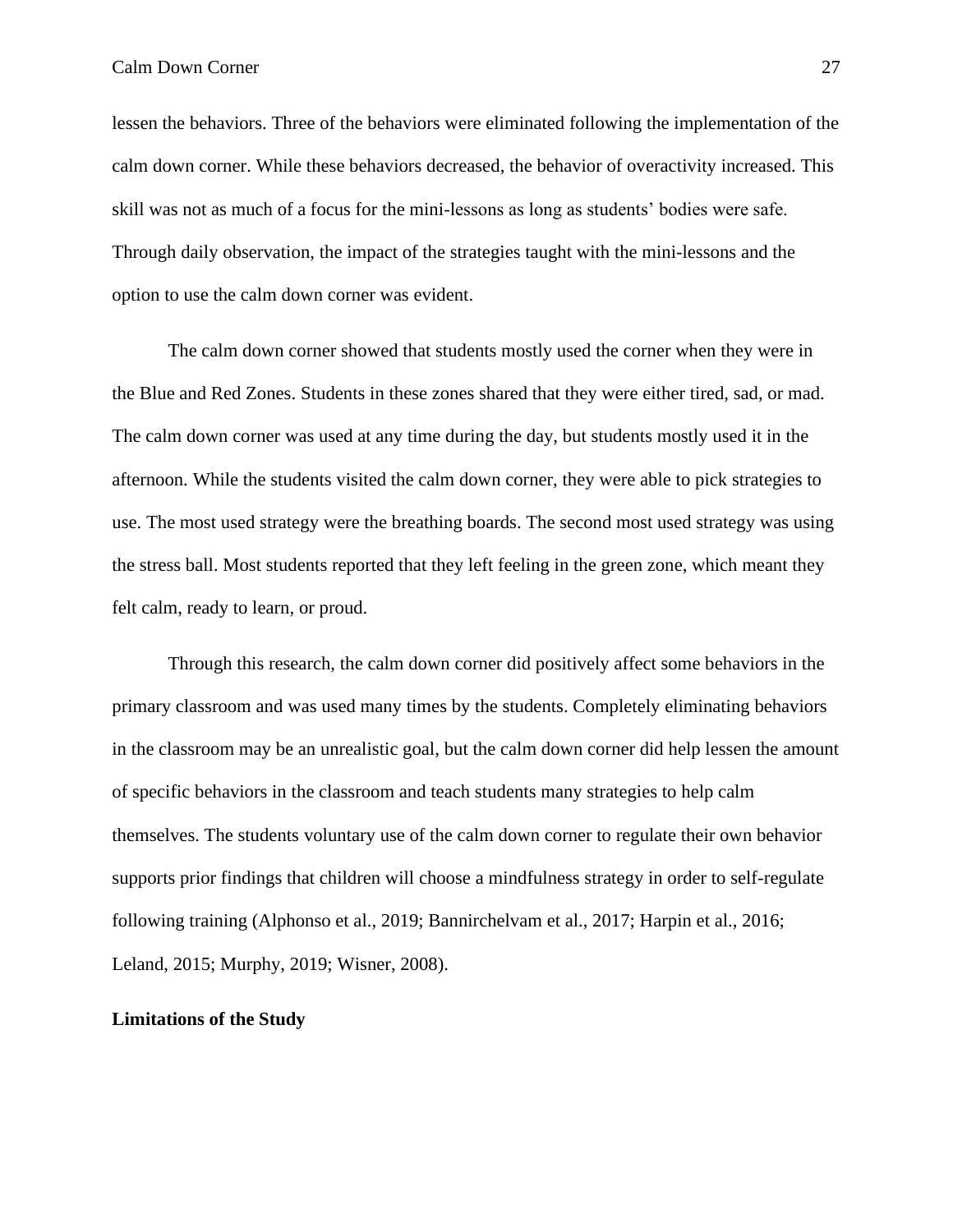lessen the behaviors. Three of the behaviors were eliminated following the implementation of the calm down corner. While these behaviors decreased, the behavior of overactivity increased. This skill was not as much of a focus for the mini-lessons as long as students' bodies were safe. Through daily observation, the impact of the strategies taught with the mini-lessons and the option to use the calm down corner was evident.

The calm down corner showed that students mostly used the corner when they were in the Blue and Red Zones. Students in these zones shared that they were either tired, sad, or mad. The calm down corner was used at any time during the day, but students mostly used it in the afternoon. While the students visited the calm down corner, they were able to pick strategies to use. The most used strategy were the breathing boards. The second most used strategy was using the stress ball. Most students reported that they left feeling in the green zone, which meant they felt calm, ready to learn, or proud.

Through this research, the calm down corner did positively affect some behaviors in the primary classroom and was used many times by the students. Completely eliminating behaviors in the classroom may be an unrealistic goal, but the calm down corner did help lessen the amount of specific behaviors in the classroom and teach students many strategies to help calm themselves. The students voluntary use of the calm down corner to regulate their own behavior supports prior findings that children will choose a mindfulness strategy in order to self-regulate following training (Alphonso et al., 2019; Bannirchelvam et al., 2017; Harpin et al., 2016; Leland, 2015; Murphy, 2019; Wisner, 2008).

**Limitations of the Study**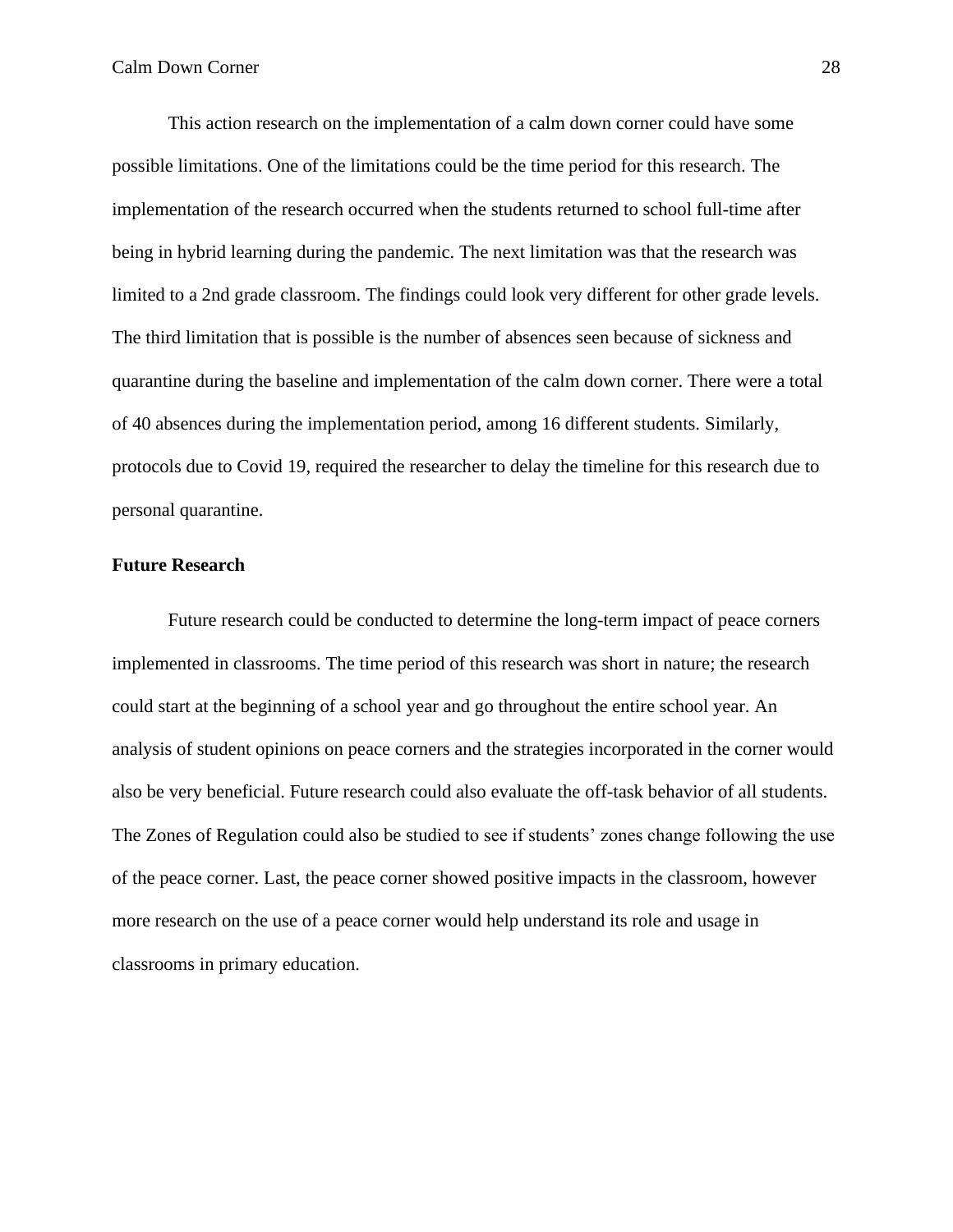This action research on the implementation of a calm down corner could have some possible limitations. One of the limitations could be the time period for this research. The implementation of the research occurred when the students returned to school full-time after being in hybrid learning during the pandemic. The next limitation was that the research was limited to a 2nd grade classroom. The findings could look very different for other grade levels. The third limitation that is possible is the number of absences seen because of sickness and quarantine during the baseline and implementation of the calm down corner. There were a total of 40 absences during the implementation period, among 16 different students. Similarly, protocols due to Covid 19, required the researcher to delay the timeline for this research due to personal quarantine.

**Future Research**

Future research could be conducted to determine the long-term impact of peace corners implemented in classrooms. The time period of this research was short in nature; the research could start at the beginning of a school year and go throughout the entire school year. An analysis of student opinions on peace corners and the strategies incorporated in the corner would also be very beneficial. Future research could also evaluate the off-task behavior of all students. The Zones of Regulation could also be studied to see if students' zones change following the use of the peace corner. Last, the peace corner showed positive impacts in the classroom, however more research on the use of a peace corner would help understand its role and usage in classrooms in primary education.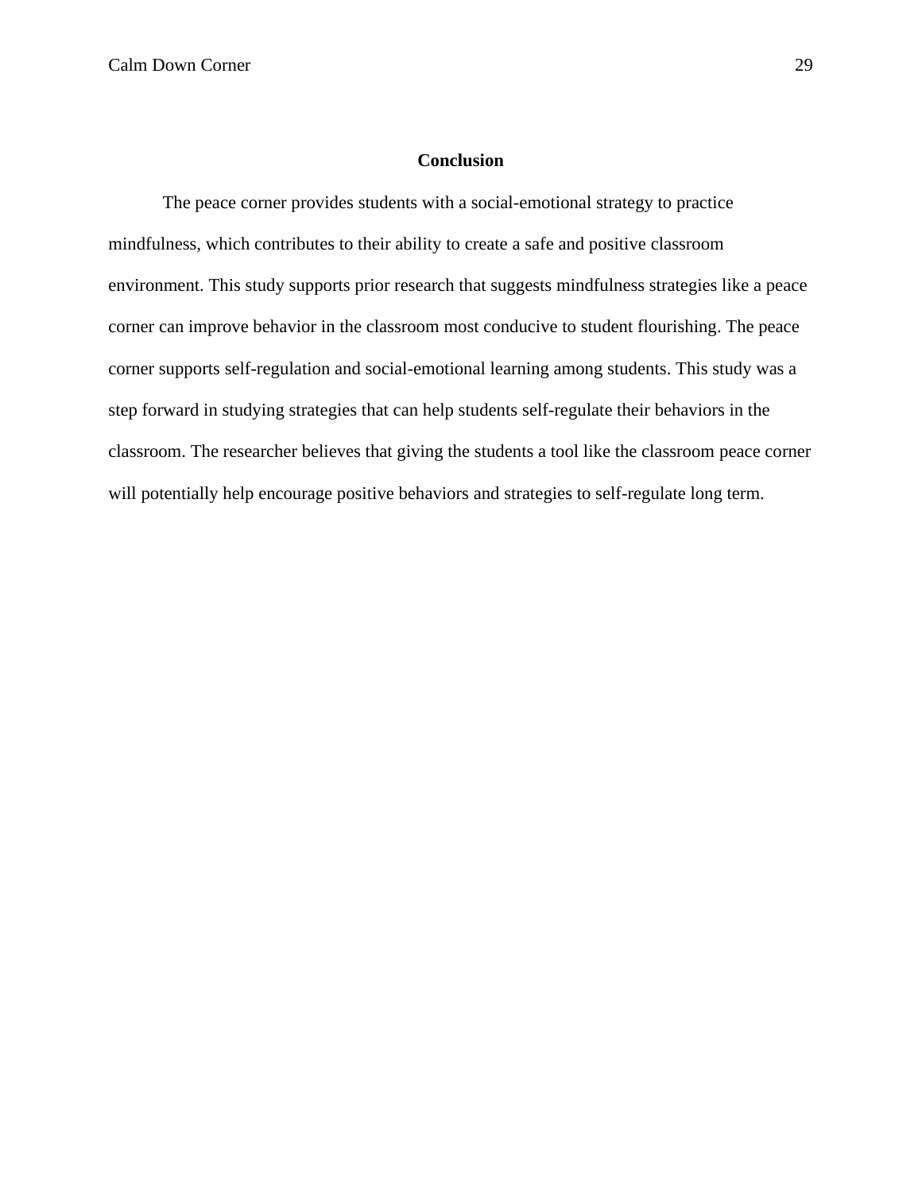## Conclusion

The peace corner provides students with a social-emotional strategy to practice mindfulness, which contributes to their ability to create a safe and positive classroom environment. This study supports prior research that suggests mindfulness strategies like a peace corner can improve behavior in the classroom most conducive to student flourishing. The peace corner supports self-regulation and social-emotional learning among students. This study was a step forward in studying strategies that can help students self-regulate their behaviors in the classroom. The researcher believes that giving the students a tool like the classroom peace corner will potentially help encourage positive behaviors and strategies to self-regulate long term.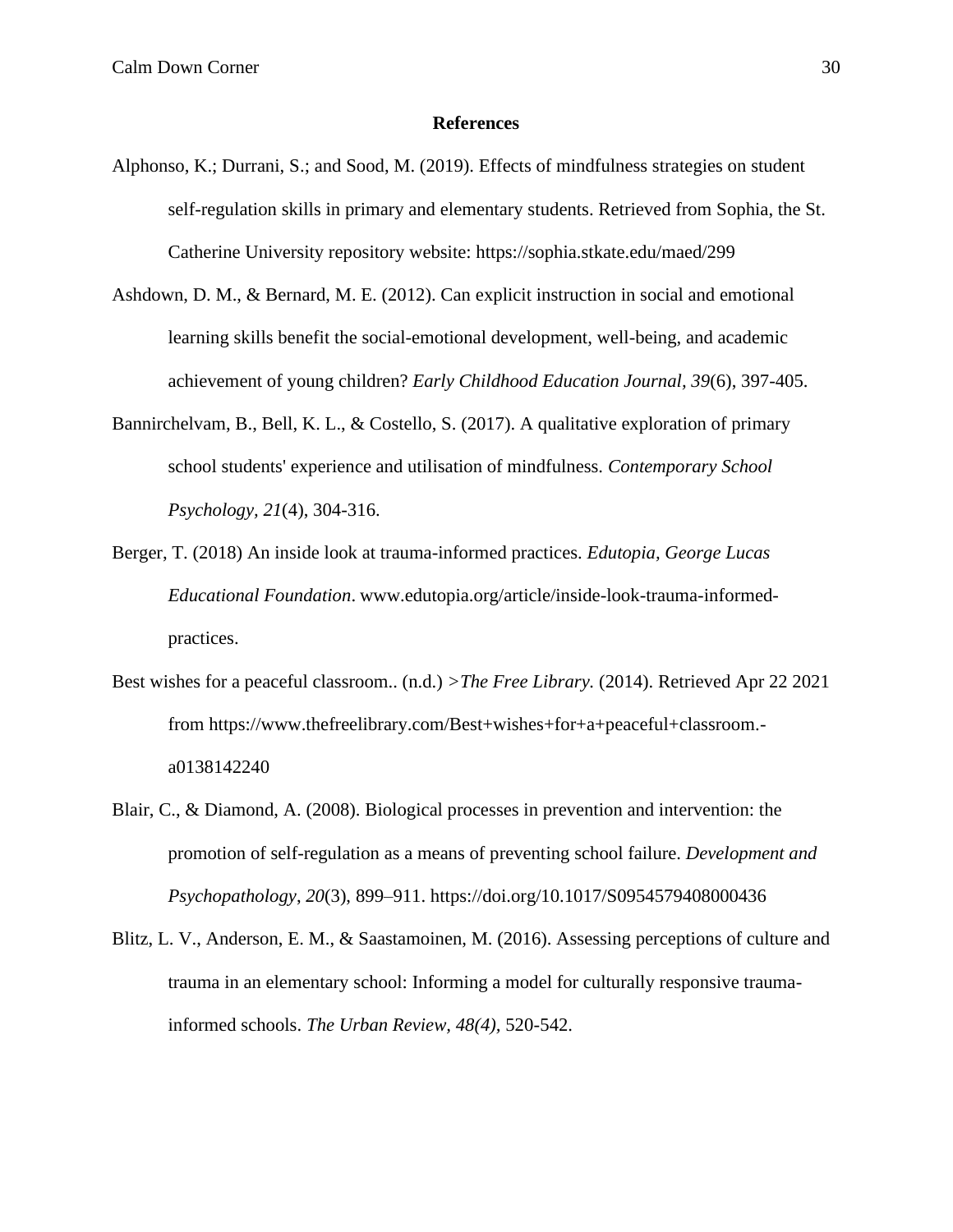## References

Alphonso, K.; Durrani, S.; and Sood, M. (2019). Effects of mindfulness strategies on student self-regulation skills in primary and elementary students. Retrieved from Sophia, the St. Catherine University repository website: https://sophia.stkate.edu/maed/299

Ashdown, D. M., & Bernard, M. E. (2012). Can explicit instruction in social and emotional learning skills benefit the social-emotional development, well-being, and academic achievement of young children? *Early Childhood Education Journal, 39*(6), 397-405.

Bannirchelvam, B., Bell, K. L., & Costello, S. (2017). A qualitative exploration of primary school students' experience and utilisation of mindfulness. *Contemporary School Psychology, 21*(4), 304-316.

Berger, T. (2018) An inside look at trauma-informed practices. *Edutopia, George Lucas Educational Foundation*. www.edutopia.org/article/inside-look-trauma-informed-practices.

Best wishes for a peaceful classroom.. (n.d.) >*The Free Library.* (2014). Retrieved Apr 22 2021 from https://www.thefreelibrary.com/Best+wishes+for+a+peaceful+classroom.-a0138142240

Blair, C., & Diamond, A. (2008). Biological processes in prevention and intervention: the promotion of self-regulation as a means of preventing school failure. *Development and Psychopathology*, *20*(3), 899–911. https://doi.org/10.1017/S0954579408000436

Blitz, L. V., Anderson, E. M., & Saastamoinen, M. (2016). Assessing perceptions of culture and trauma in an elementary school: Informing a model for culturally responsive trauma-informed schools. *The Urban Review, 48(4)*, 520-542.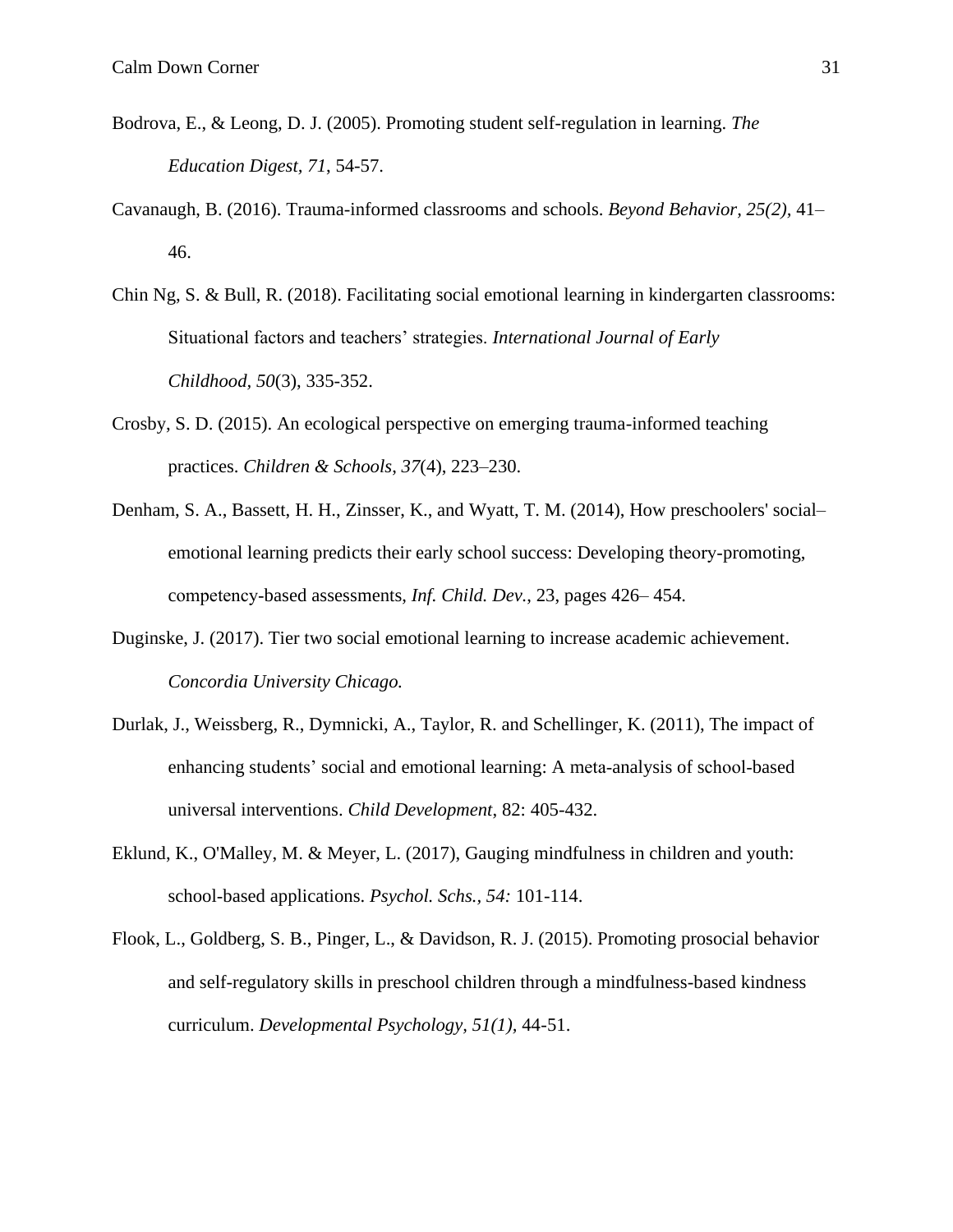Bodrova, E., & Leong, D. J. (2005). Promoting student self-regulation in learning. *The Education Digest*, *71*, 54-57.

Cavanaugh, B. (2016). Trauma-informed classrooms and schools. *Beyond Behavior*, *25(2)*, 41–46.

Chin Ng, S. & Bull, R. (2018). Facilitating social emotional learning in kindergarten classrooms: Situational factors and teachers' strategies. *International Journal of Early Childhood*, *50*(3), 335-352.

Crosby, S. D. (2015). An ecological perspective on emerging trauma-informed teaching practices. *Children & Schools, 37*(4), 223–230.

Denham, S. A., Bassett, H. H., Zinsser, K., and Wyatt, T. M. (2014), How preschoolers' social–emotional learning predicts their early school success: Developing theory-promoting, competency-based assessments, *Inf. Child. Dev.*, 23, pages 426– 454.

Duginske, J. (2017). Tier two social emotional learning to increase academic achievement. *Concordia University Chicago.*

Durlak, J., Weissberg, R., Dymnicki, A., Taylor, R. and Schellinger, K. (2011), The impact of enhancing students' social and emotional learning: A meta-analysis of school-based universal interventions. *Child Development*, 82: 405-432.

Eklund, K., O'Malley, M. & Meyer, L. (2017), Gauging mindfulness in children and youth: school-based applications. *Psychol. Schs.*, *54:* 101-114.

Flook, L., Goldberg, S. B., Pinger, L., & Davidson, R. J. (2015). Promoting prosocial behavior and self-regulatory skills in preschool children through a mindfulness-based kindness curriculum. *Developmental Psychology, 51(1),* 44-51.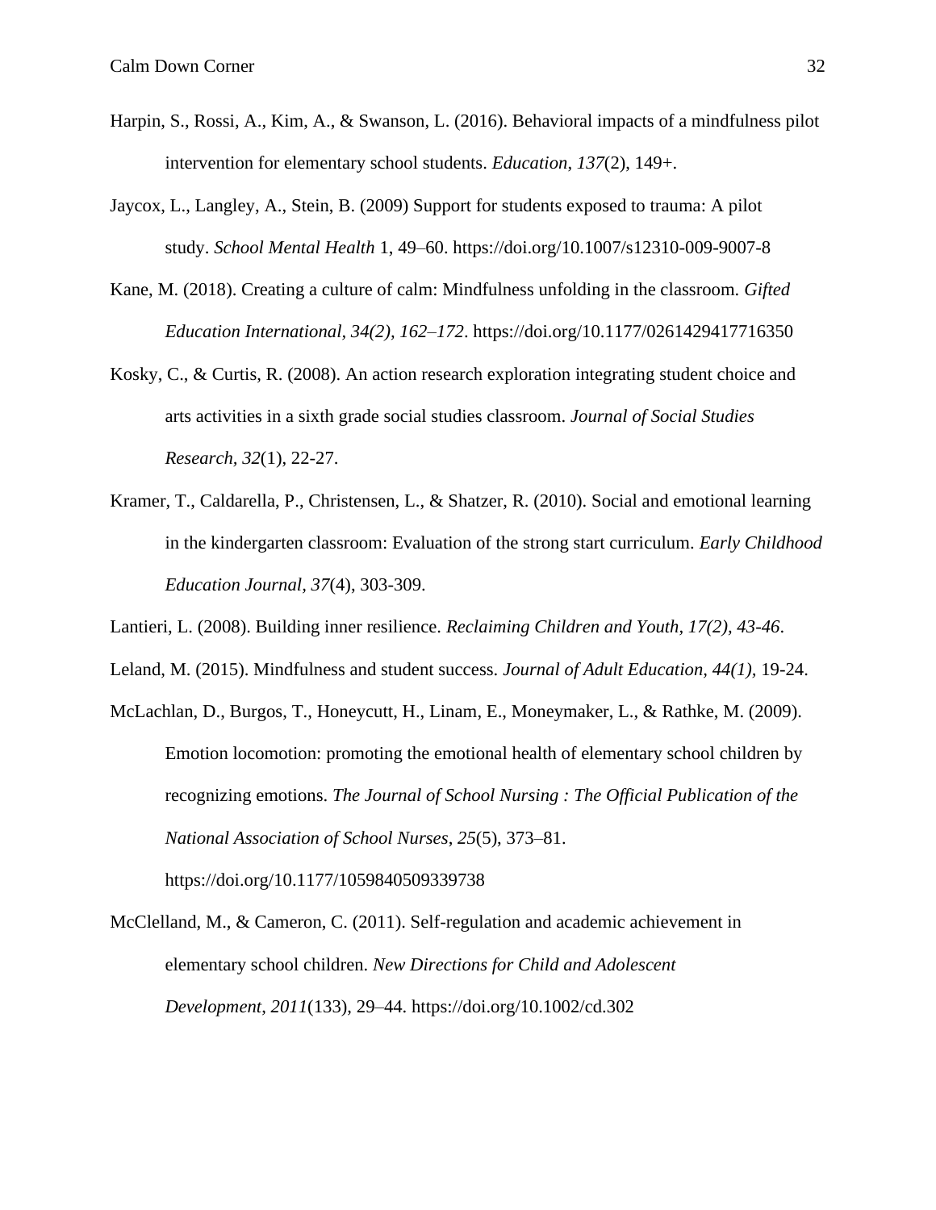Harpin, S., Rossi, A., Kim, A., & Swanson, L. (2016). Behavioral impacts of a mindfulness pilot intervention for elementary school students. *Education*, *137*(2), 149+.

Jaycox, L., Langley, A., Stein, B. (2009) Support for students exposed to trauma: A pilot study. *School Mental Health* 1, 49–60. https://doi.org/10.1007/s12310-009-9007-8

Kane, M. (2018). Creating a culture of calm: Mindfulness unfolding in the classroom. *Gifted Education International*, *34(2), 162–172*. https://doi.org/10.1177/0261429417716350

Kosky, C., & Curtis, R. (2008). An action research exploration integrating student choice and arts activities in a sixth grade social studies classroom. *Journal of Social Studies Research*, *32*(1), 22-27.

Kramer, T., Caldarella, P., Christensen, L., & Shatzer, R. (2010). Social and emotional learning in the kindergarten classroom: Evaluation of the strong start curriculum. *Early Childhood Education Journal*, *37*(4), 303-309.

Lantieri, L. (2008). Building inner resilience. *Reclaiming Children and Youth, 17(2), 43-46*.

Leland, M. (2015). Mindfulness and student success. *Journal of Adult Education*, *44(1),* 19-24.

McLachlan, D., Burgos, T., Honeycutt, H., Linam, E., Moneymaker, L., & Rathke, M. (2009). Emotion locomotion: promoting the emotional health of elementary school children by recognizing emotions. *The Journal of School Nursing : The Official Publication of the National Association of School Nurses*, *25*(5), 373–81. https://doi.org/10.1177/1059840509339738

McClelland, M., & Cameron, C. (2011). Self-regulation and academic achievement in elementary school children. *New Directions for Child and Adolescent Development*, *2011*(133), 29–44. https://doi.org/10.1002/cd.302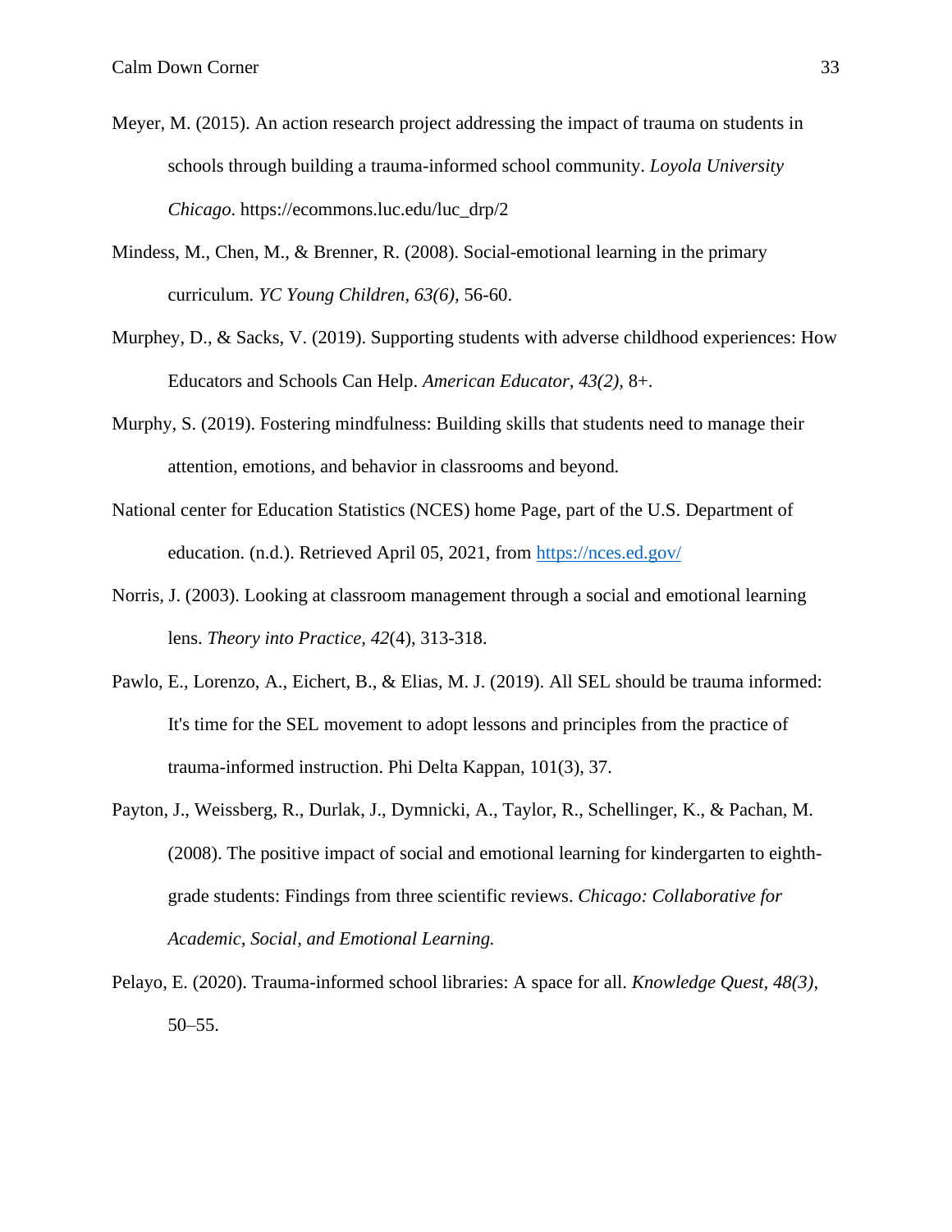Meyer, M. (2015). An action research project addressing the impact of trauma on students in schools through building a trauma-informed school community. *Loyola University Chicago*. https://ecommons.luc.edu/luc_drp/2

Mindess, M., Chen, M., & Brenner, R. (2008). Social-emotional learning in the primary curriculum. *YC Young Children, 63(6),* 56-60.

Murphey, D., & Sacks, V. (2019). Supporting students with adverse childhood experiences: How Educators and Schools Can Help. *American Educator, 43(2),* 8+.

Murphy, S. (2019). Fostering mindfulness: Building skills that students need to manage their attention, emotions, and behavior in classrooms and beyond.

National center for Education Statistics (NCES) home Page, part of the U.S. Department of education. (n.d.). Retrieved April 05, 2021, from https://nces.ed.gov/

Norris, J. (2003). Looking at classroom management through a social and emotional learning lens. *Theory into Practice, 42*(4), 313-318.

Pawlo, E., Lorenzo, A., Eichert, B., & Elias, M. J. (2019). All SEL should be trauma informed: It's time for the SEL movement to adopt lessons and principles from the practice of trauma-informed instruction. Phi Delta Kappan, 101(3), 37.

Payton, J., Weissberg, R., Durlak, J., Dymnicki, A., Taylor, R., Schellinger, K., & Pachan, M. (2008). The positive impact of social and emotional learning for kindergarten to eighth-grade students: Findings from three scientific reviews. *Chicago: Collaborative for Academic, Social, and Emotional Learning.*

Pelayo, E. (2020). Trauma-informed school libraries: A space for all. *Knowledge Quest, 48(3)*, 50–55.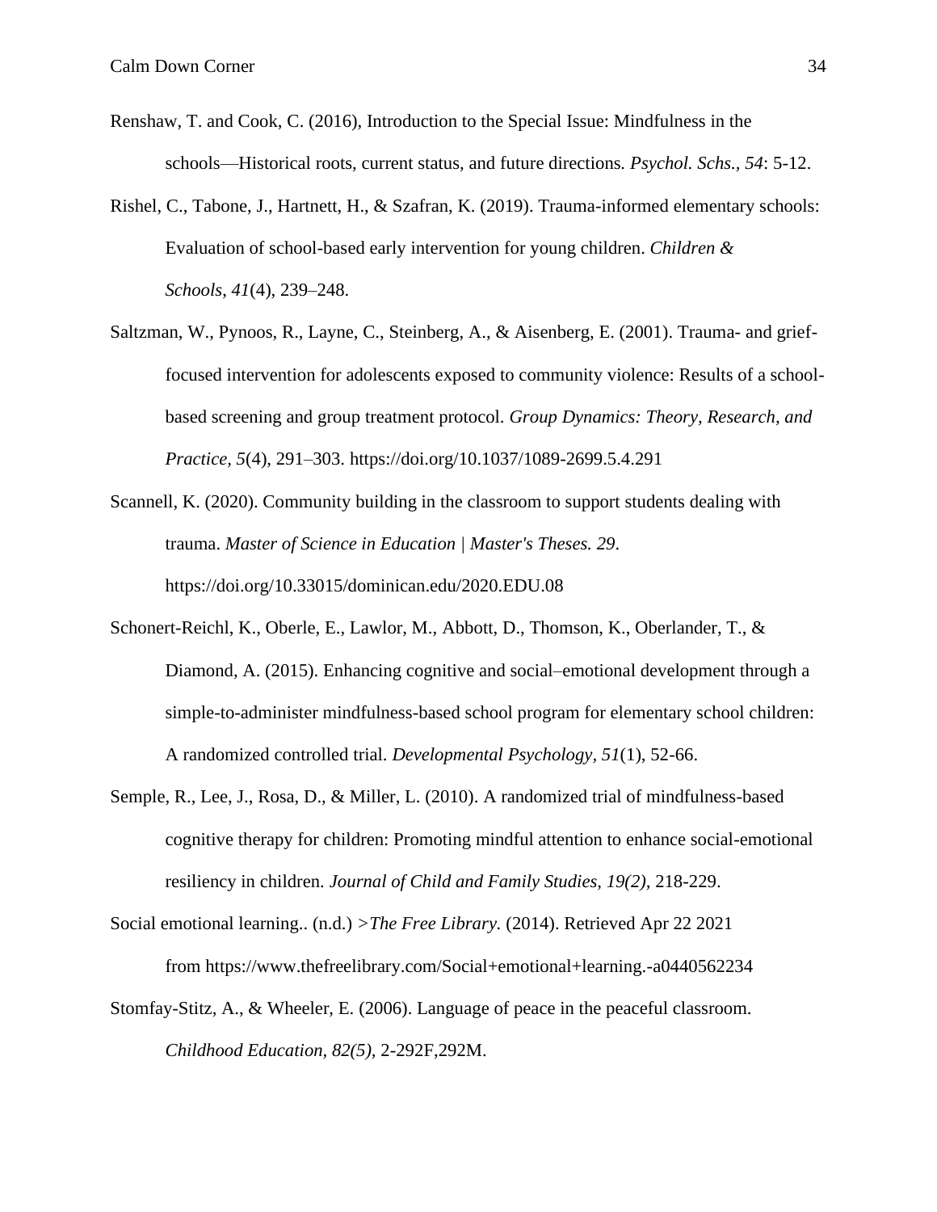Renshaw, T. and Cook, C. (2016), Introduction to the Special Issue: Mindfulness in the schools—Historical roots, current status, and future directions. *Psychol. Schs., 54*: 5-12.

Rishel, C., Tabone, J., Hartnett, H., & Szafran, K. (2019). Trauma-informed elementary schools: Evaluation of school-based early intervention for young children. *Children & Schools*, *41*(4), 239–248.

Saltzman, W., Pynoos, R., Layne, C., Steinberg, A., & Aisenberg, E. (2001). Trauma- and grief-focused intervention for adolescents exposed to community violence: Results of a school-based screening and group treatment protocol. *Group Dynamics: Theory, Research, and Practice, 5*(4), 291–303. https://doi.org/10.1037/1089-2699.5.4.291

Scannell, K. (2020). Community building in the classroom to support students dealing with trauma. *Master of Science in Education | Master's Theses. 29*. https://doi.org/10.33015/dominican.edu/2020.EDU.08

Schonert-Reichl, K., Oberle, E., Lawlor, M., Abbott, D., Thomson, K., Oberlander, T., & Diamond, A. (2015). Enhancing cognitive and social–emotional development through a simple-to-administer mindfulness-based school program for elementary school children: A randomized controlled trial. *Developmental Psychology, 51*(1), 52-66.

Semple, R., Lee, J., Rosa, D., & Miller, L. (2010). A randomized trial of mindfulness-based cognitive therapy for children: Promoting mindful attention to enhance social-emotional resiliency in children. *Journal of Child and Family Studies, 19(2),* 218-229.

Social emotional learning.. (n.d.) *>The Free Library.* (2014). Retrieved Apr 22 2021 from https://www.thefreelibrary.com/Social+emotional+learning.-a0440562234

Stomfay-Stitz, A., & Wheeler, E. (2006). Language of peace in the peaceful classroom. *Childhood Education, 82(5),* 2-292F,292M.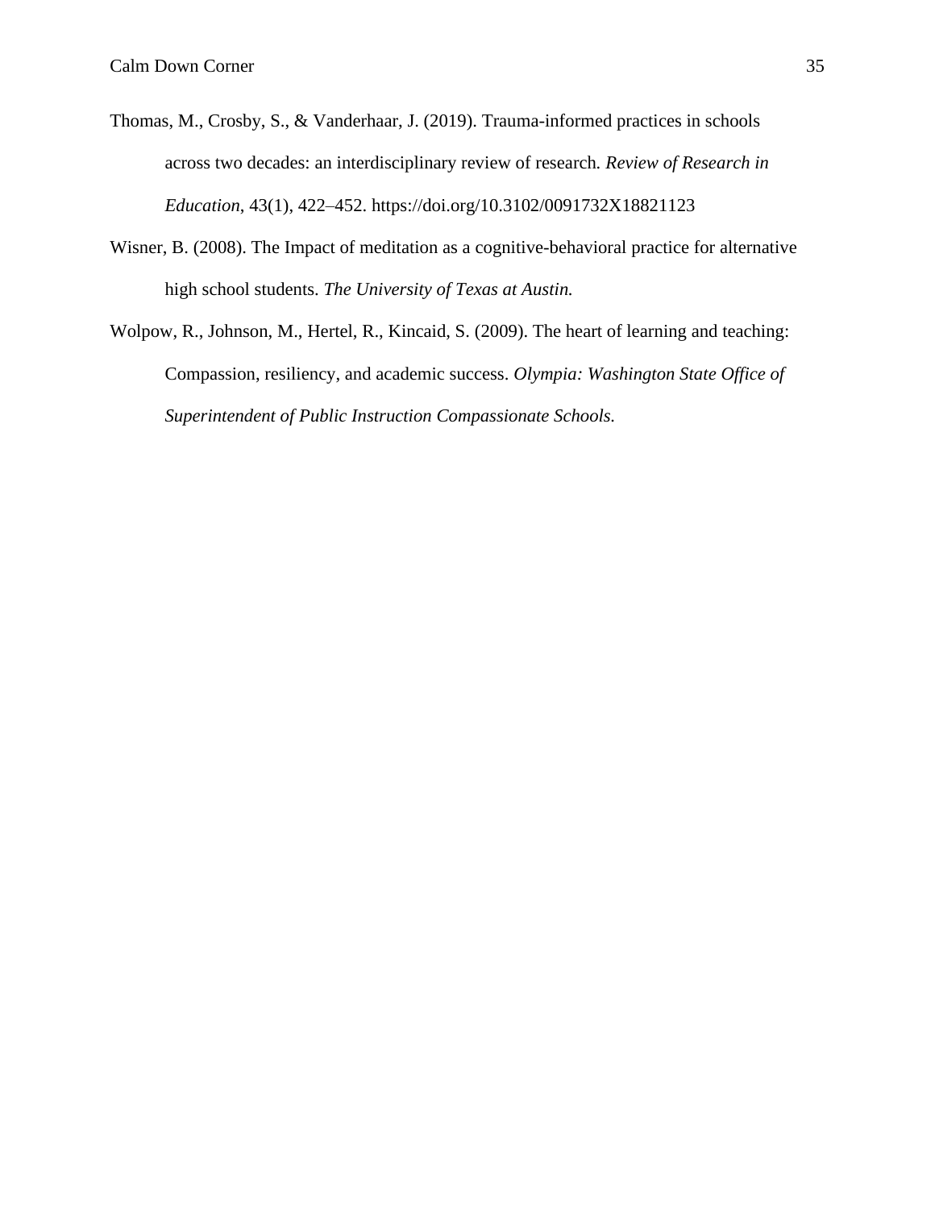Thomas, M., Crosby, S., & Vanderhaar, J. (2019). Trauma-informed practices in schools across two decades: an interdisciplinary review of research. *Review of Research in Education*, 43(1), 422–452. https://doi.org/10.3102/0091732X18821123

Wisner, B. (2008). The Impact of meditation as a cognitive-behavioral practice for alternative high school students. *The University of Texas at Austin.*

Wolpow, R., Johnson, M., Hertel, R., Kincaid, S. (2009). The heart of learning and teaching: Compassion, resiliency, and academic success. *Olympia: Washington State Office of Superintendent of Public Instruction Compassionate Schools.*